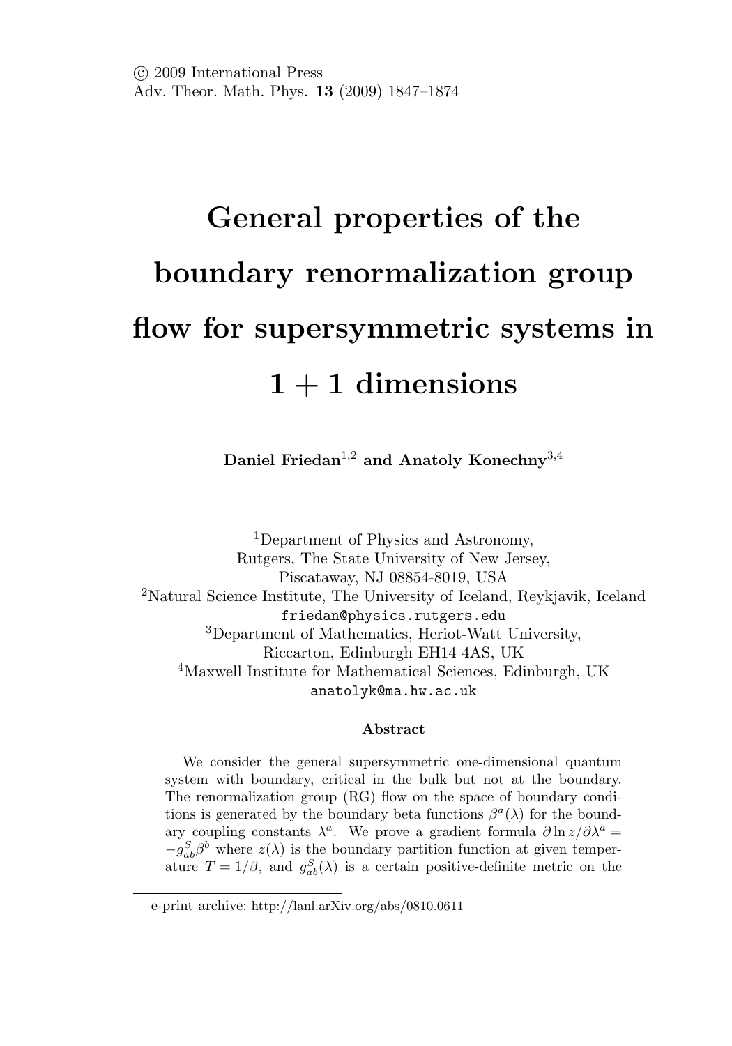© 2009 International Press
Adv. Theor. Math. Phys. **13** (2009) 1847–1874

# General properties of the boundary renormalization group flow for supersymmetric systems in 1 + 1 dimensions

**Daniel Friedan[1,2] and Anatoly Konechny[3,4]**

[1]Department of Physics and Astronomy, Rutgers, The State University of New Jersey, Piscataway, NJ 08854-8019, USA

[2]Natural Science Institute, The University of Iceland, Reykjavik, Iceland

friedan@physics.rutgers.edu

[3]Department of Mathematics, Heriot-Watt University, Riccarton, Edinburgh EH14 4AS, UK

[4]Maxwell Institute for Mathematical Sciences, Edinburgh, UK

anatolyk@ma.hw.ac.uk

### Abstract

We consider the general supersymmetric one-dimensional quantum system with boundary, critical in the bulk but not at the boundary. The renormalization group (RG) flow on the space of boundary conditions is generated by the boundary beta functions $\beta^a(\lambda)$ for the boundary coupling constants $\lambda^a$. We prove a gradient formula $\partial \ln z/\partial\lambda^a = -g^S_{ab}\beta^b$ where $z(\lambda)$ is the boundary partition function at given temperature $T = 1/\beta$, and $g^S_{ab}(\lambda)$ is a certain positive-definite metric on the

---

e-print archive: http://lanl.arXiv.org/abs/0810.0611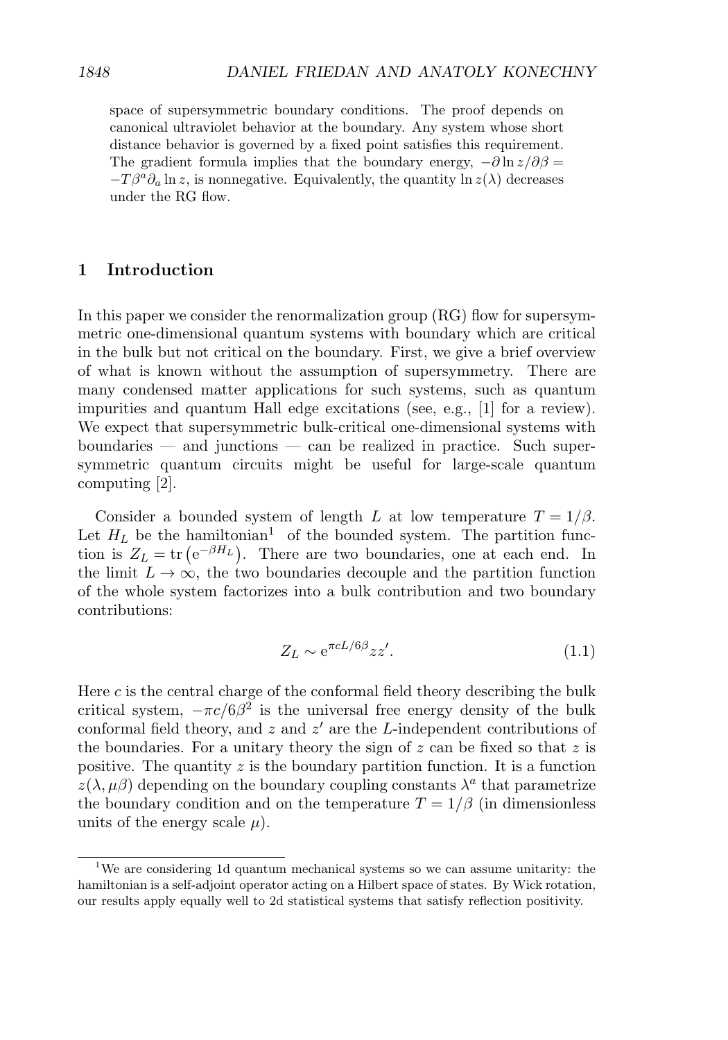space of supersymmetric boundary conditions. The proof depends on canonical ultraviolet behavior at the boundary. Any system whose short distance behavior is governed by a fixed point satisfies this requirement. The gradient formula implies that the boundary energy, $-\partial \ln z/\partial\beta = -T\beta^a\partial_a \ln z$, is nonnegative. Equivalently, the quantity $\ln z(\lambda)$ decreases under the RG flow.

## 1 Introduction

In this paper we consider the renormalization group (RG) flow for supersymmetric one-dimensional quantum systems with boundary which are critical in the bulk but not critical on the boundary. First, we give a brief overview of what is known without the assumption of supersymmetry. There are many condensed matter applications for such systems, such as quantum impurities and quantum Hall edge excitations (see, e.g., [1] for a review). We expect that supersymmetric bulk-critical one-dimensional systems with boundaries — and junctions — can be realized in practice. Such supersymmetric quantum circuits might be useful for large-scale quantum computing [2].

Consider a bounded system of length $L$ at low temperature $T = 1/\beta$. Let $H_L$ be the hamiltonian[1] of the bounded system. The partition function is $Z_L = \mathrm{tr}\left(\mathrm{e}^{-\beta H_L}\right)$. There are two boundaries, one at each end. In the limit $L \to \infty$, the two boundaries decouple and the partition function of the whole system factorizes into a bulk contribution and two boundary contributions:

$$Z_L \sim \mathrm{e}^{\pi c L/6\beta} z z'. \tag{1.1}$$

Here $c$ is the central charge of the conformal field theory describing the bulk critical system, $-\pi c/6\beta^2$ is the universal free energy density of the bulk conformal field theory, and $z$ and $z'$ are the $L$-independent contributions of the boundaries. For a unitary theory the sign of $z$ can be fixed so that $z$ is positive. The quantity $z$ is the boundary partition function. It is a function $z(\lambda, \mu\beta)$ depending on the boundary coupling constants $\lambda^a$ that parametrize the boundary condition and on the temperature $T = 1/\beta$ (in dimensionless units of the energy scale $\mu$).

[1] We are considering 1d quantum mechanical systems so we can assume unitarity: the hamiltonian is a self-adjoint operator acting on a Hilbert space of states. By Wick rotation, our results apply equally well to 2d statistical systems that satisfy reflection positivity.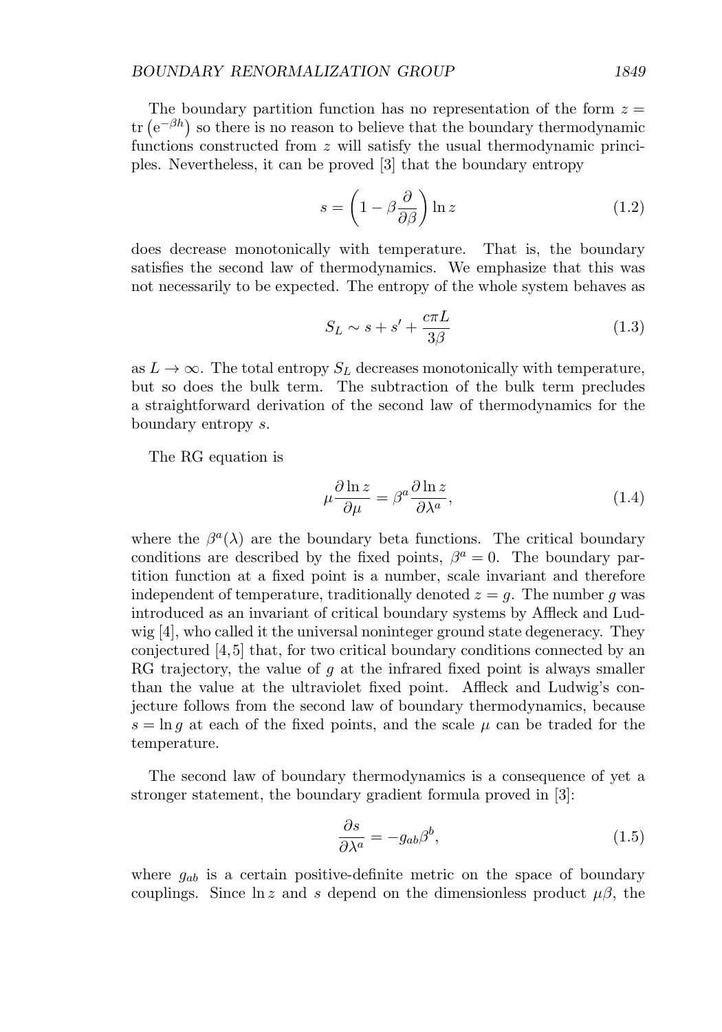The boundary partition function has no representation of the form $z = \operatorname{tr}\left(\mathrm{e}^{-\beta h}\right)$ so there is no reason to believe that the boundary thermodynamic functions constructed from $z$ will satisfy the usual thermodynamic principles. Nevertheless, it can be proved [3] that the boundary entropy

$$s = \left(1 - \beta \frac{\partial}{\partial \beta}\right) \ln z \tag{1.2}$$

does decrease monotonically with temperature. That is, the boundary satisfies the second law of thermodynamics. We emphasize that this was not necessarily to be expected. The entropy of the whole system behaves as

$$S_L \sim s + s' + \frac{c\pi L}{3\beta} \tag{1.3}$$

as $L \to \infty$. The total entropy $S_L$ decreases monotonically with temperature, but so does the bulk term. The subtraction of the bulk term precludes a straightforward derivation of the second law of thermodynamics for the boundary entropy $s$.

The RG equation is

$$\mu \frac{\partial \ln z}{\partial \mu} = \beta^a \frac{\partial \ln z}{\partial \lambda^a}, \tag{1.4}$$

where the $\beta^a(\lambda)$ are the boundary beta functions. The critical boundary conditions are described by the fixed points, $\beta^a = 0$. The boundary partition function at a fixed point is a number, scale invariant and therefore independent of temperature, traditionally denoted $z = g$. The number $g$ was introduced as an invariant of critical boundary systems by Affleck and Ludwig [4], who called it the universal noninteger ground state degeneracy. They conjectured [4,5] that, for two critical boundary conditions connected by an RG trajectory, the value of $g$ at the infrared fixed point is always smaller than the value at the ultraviolet fixed point. Affleck and Ludwig's conjecture follows from the second law of boundary thermodynamics, because $s = \ln g$ at each of the fixed points, and the scale $\mu$ can be traded for the temperature.

The second law of boundary thermodynamics is a consequence of yet a stronger statement, the boundary gradient formula proved in [3]:

$$\frac{\partial s}{\partial \lambda^a} = -g_{ab}\beta^b, \tag{1.5}$$

where $g_{ab}$ is a certain positive-definite metric on the space of boundary couplings. Since $\ln z$ and $s$ depend on the dimensionless product $\mu\beta$, the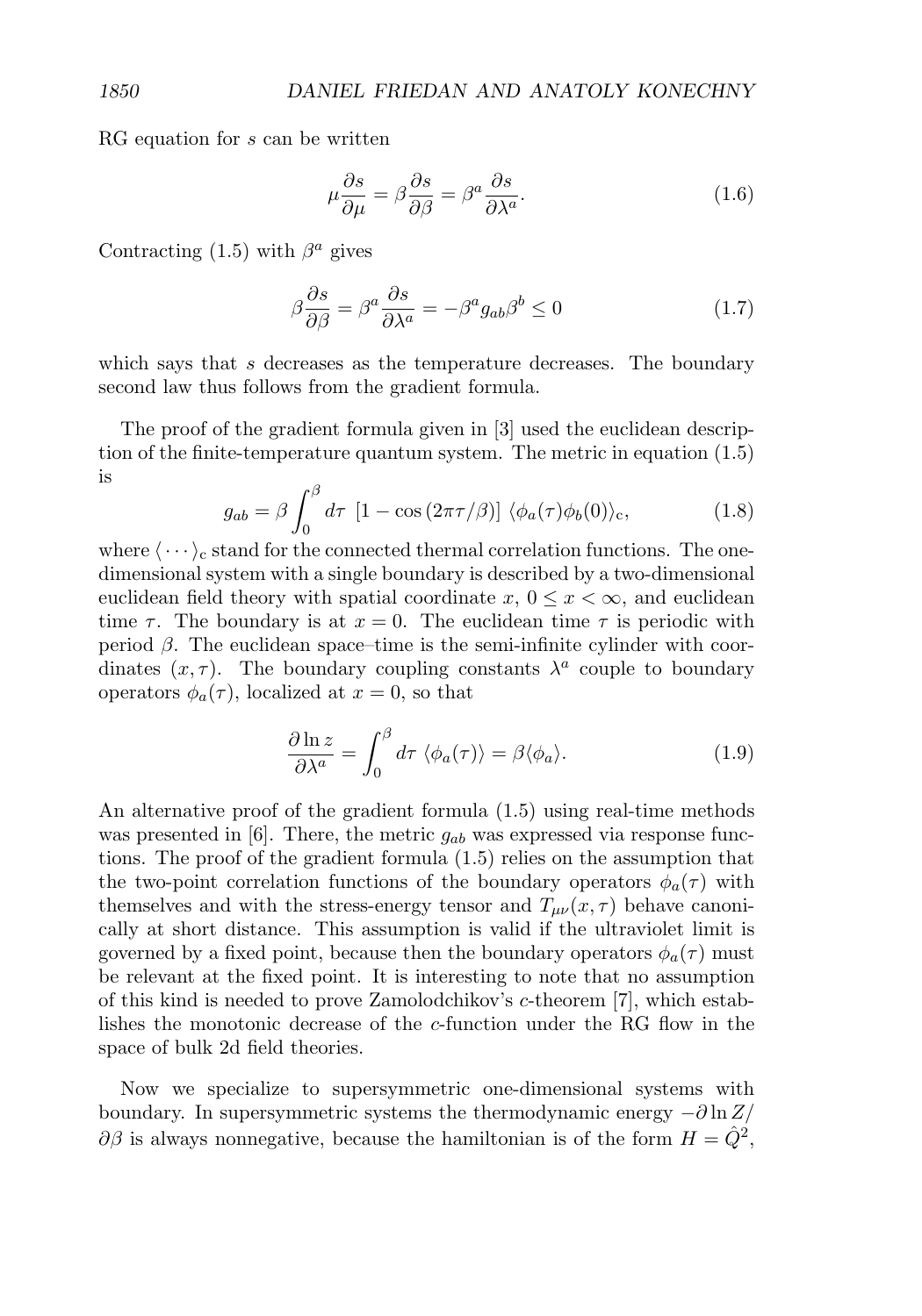RG equation for $s$ can be written

$$\mu \frac{\partial s}{\partial \mu} = \beta \frac{\partial s}{\partial \beta} = \beta^a \frac{\partial s}{\partial \lambda^a}. \tag{1.6}$$

Contracting (1.5) with $\beta^a$ gives

$$\beta \frac{\partial s}{\partial \beta} = \beta^a \frac{\partial s}{\partial \lambda^a} = -\beta^a g_{ab} \beta^b \leq 0 \tag{1.7}$$

which says that $s$ decreases as the temperature decreases. The boundary second law thus follows from the gradient formula.

The proof of the gradient formula given in [3] used the euclidean description of the finite-temperature quantum system. The metric in equation (1.5) is

$$g_{ab} = \beta \int_0^\beta d\tau \ [1 - \cos(2\pi\tau/\beta)] \ \langle \phi_a(\tau) \phi_b(0) \rangle_{\mathrm{c}}, \tag{1.8}$$

where $\langle \cdots \rangle_{\mathrm{c}}$ stand for the connected thermal correlation functions. The one-dimensional system with a single boundary is described by a two-dimensional euclidean field theory with spatial coordinate $x$, $0 \leq x < \infty$, and euclidean time $\tau$. The boundary is at $x = 0$. The euclidean time $\tau$ is periodic with period $\beta$. The euclidean space–time is the semi-infinite cylinder with coordinates $(x, \tau)$. The boundary coupling constants $\lambda^a$ couple to boundary operators $\phi_a(\tau)$, localized at $x = 0$, so that

$$\frac{\partial \ln z}{\partial \lambda^a} = \int_0^\beta d\tau \ \langle \phi_a(\tau) \rangle = \beta \langle \phi_a \rangle. \tag{1.9}$$

An alternative proof of the gradient formula (1.5) using real-time methods was presented in [6]. There, the metric $g_{ab}$ was expressed via response functions. The proof of the gradient formula (1.5) relies on the assumption that the two-point correlation functions of the boundary operators $\phi_a(\tau)$ with themselves and with the stress-energy tensor and $T_{\mu\nu}(x, \tau)$ behave canonically at short distance. This assumption is valid if the ultraviolet limit is governed by a fixed point, because then the boundary operators $\phi_a(\tau)$ must be relevant at the fixed point. It is interesting to note that no assumption of this kind is needed to prove Zamolodchikov's $c$-theorem [7], which establishes the monotonic decrease of the $c$-function under the RG flow in the space of bulk 2d field theories.

Now we specialize to supersymmetric one-dimensional systems with boundary. In supersymmetric systems the thermodynamic energy $-\partial \ln Z / \partial \beta$ is always nonnegative, because the hamiltonian is of the form $H = \hat{Q}^2$,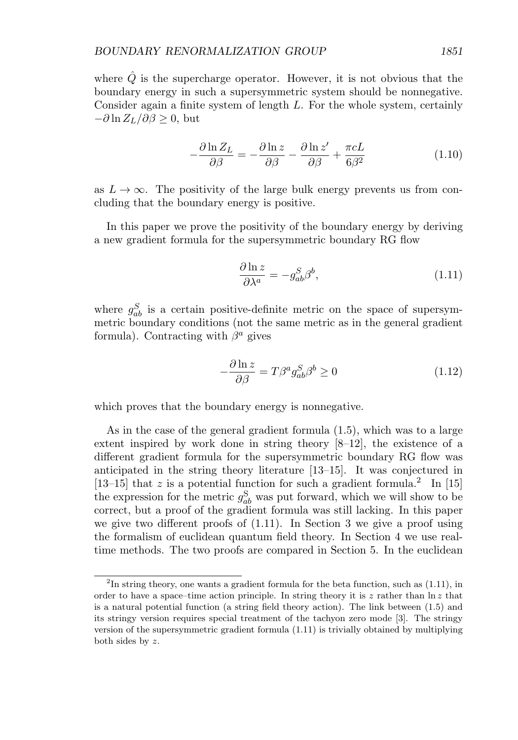where $\hat{Q}$ is the supercharge operator. However, it is not obvious that the boundary energy in such a supersymmetric system should be nonnegative. Consider again a finite system of length $L$. For the whole system, certainly $-\partial \ln Z_L / \partial \beta \geq 0$, but

$$-\frac{\partial \ln Z_L}{\partial \beta} = -\frac{\partial \ln z}{\partial \beta} - \frac{\partial \ln z'}{\partial \beta} + \frac{\pi c L}{6\beta^2} \tag{1.10}$$

as $L \to \infty$. The positivity of the large bulk energy prevents us from concluding that the boundary energy is positive.

In this paper we prove the positivity of the boundary energy by deriving a new gradient formula for the supersymmetric boundary RG flow

$$\frac{\partial \ln z}{\partial \lambda^a} = -g^S_{ab}\beta^b, \tag{1.11}$$

where $g^S_{ab}$ is a certain positive-definite metric on the space of supersymmetric boundary conditions (not the same metric as in the general gradient formula). Contracting with $\beta^a$ gives

$$-\frac{\partial \ln z}{\partial \beta} = T\beta^a g^S_{ab}\beta^b \geq 0 \tag{1.12}$$

which proves that the boundary energy is nonnegative.

As in the case of the general gradient formula (1.5), which was to a large extent inspired by work done in string theory [8–12], the existence of a different gradient formula for the supersymmetric boundary RG flow was anticipated in the string theory literature [13–15]. It was conjectured in [13–15] that $z$ is a potential function for such a gradient formula.[2] In [15] the expression for the metric $g^S_{ab}$ was put forward, which we will show to be correct, but a proof of the gradient formula was still lacking. In this paper we give two different proofs of (1.11). In Section 3 we give a proof using the formalism of euclidean quantum field theory. In Section 4 we use real-time methods. The two proofs are compared in Section 5. In the euclidean

[2] In string theory, one wants a gradient formula for the beta function, such as (1.11), in order to have a space–time action principle. In string theory it is $z$ rather than $\ln z$ that is a natural potential function (a string field theory action). The link between (1.5) and its stringy version requires special treatment of the tachyon zero mode [3]. The stringy version of the supersymmetric gradient formula (1.11) is trivially obtained by multiplying both sides by $z$.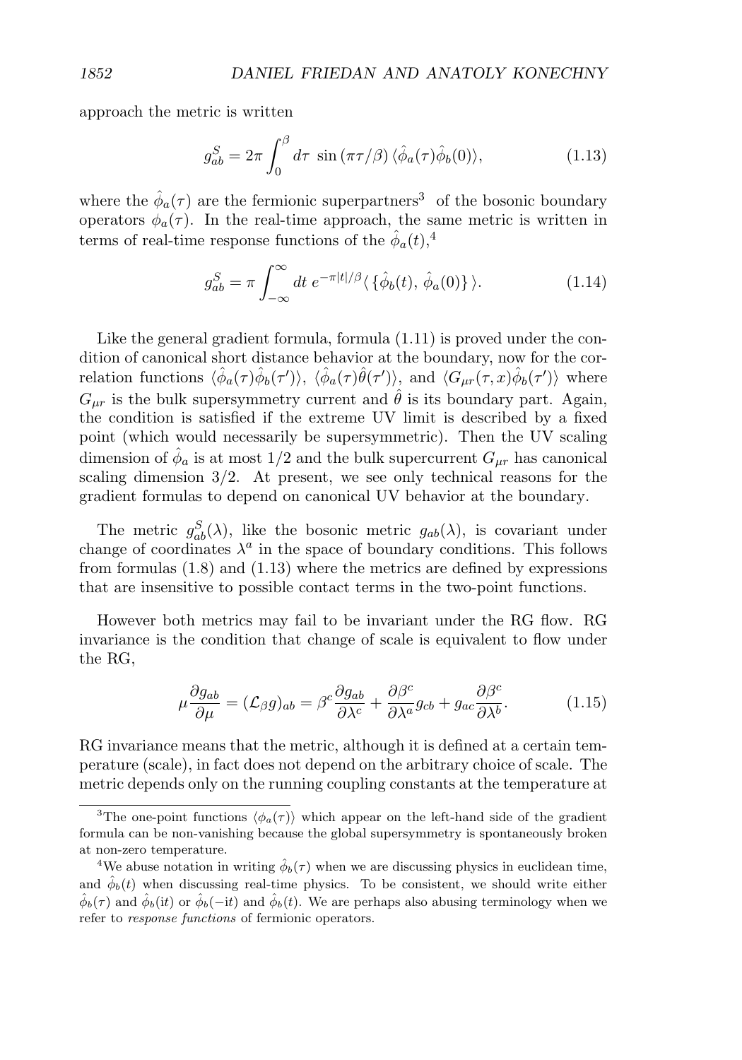approach the metric is written

$$g^S_{ab} = 2\pi \int_0^\beta d\tau \; \sin\left(\pi\tau/\beta\right) \langle \hat{\phi}_a(\tau)\hat{\phi}_b(0)\rangle, \tag{1.13}$$

where the $\hat{\phi}_a(\tau)$ are the fermionic superpartners[3] of the bosonic boundary operators $\phi_a(\tau)$. In the real-time approach, the same metric is written in terms of real-time response functions of the $\hat{\phi}_a(t)$,[4]

$$g^S_{ab} = \pi \int_{-\infty}^{\infty} dt \; e^{-\pi|t|/\beta} \langle \{ \hat{\phi}_b(t), \, \hat{\phi}_a(0) \} \rangle. \tag{1.14}$$

Like the general gradient formula, formula (1.11) is proved under the condition of canonical short distance behavior at the boundary, now for the correlation functions $\langle \hat{\phi}_a(\tau)\hat{\phi}_b(\tau')\rangle$, $\langle \hat{\phi}_a(\tau)\hat{\theta}(\tau')\rangle$, and $\langle G_{\mu r}(\tau, x)\hat{\phi}_b(\tau')\rangle$ where $G_{\mu r}$ is the bulk supersymmetry current and $\hat{\theta}$ is its boundary part. Again, the condition is satisfied if the extreme UV limit is described by a fixed point (which would necessarily be supersymmetric). Then the UV scaling dimension of $\hat{\phi}_a$ is at most $1/2$ and the bulk supercurrent $G_{\mu r}$ has canonical scaling dimension $3/2$. At present, we see only technical reasons for the gradient formulas to depend on canonical UV behavior at the boundary.

The metric $g^S_{ab}(\lambda)$, like the bosonic metric $g_{ab}(\lambda)$, is covariant under change of coordinates $\lambda^a$ in the space of boundary conditions. This follows from formulas (1.8) and (1.13) where the metrics are defined by expressions that are insensitive to possible contact terms in the two-point functions.

However both metrics may fail to be invariant under the RG flow. RG invariance is the condition that change of scale is equivalent to flow under the RG,

$$\mu \frac{\partial g_{ab}}{\partial \mu} = (\mathcal{L}_\beta g)_{ab} = \beta^c \frac{\partial g_{ab}}{\partial \lambda^c} + \frac{\partial \beta^c}{\partial \lambda^a} g_{cb} + g_{ac} \frac{\partial \beta^c}{\partial \lambda^b}. \tag{1.15}$$

RG invariance means that the metric, although it is defined at a certain temperature (scale), in fact does not depend on the arbitrary choice of scale. The metric depends only on the running coupling constants at the temperature at

---

[3] The one-point functions $\langle \phi_a(\tau)\rangle$ which appear on the left-hand side of the gradient formula can be non-vanishing because the global supersymmetry is spontaneously broken at non-zero temperature.

[4] We abuse notation in writing $\hat{\phi}_b(\tau)$ when we are discussing physics in euclidean time, and $\hat{\phi}_b(t)$ when discussing real-time physics. To be consistent, we should write either $\hat{\phi}_b(\tau)$ and $\hat{\phi}_b(\mathrm{i}t)$ or $\hat{\phi}_b(-\mathrm{i}t)$ and $\hat{\phi}_b(t)$. We are perhaps also abusing terminology when we refer to *response functions* of fermionic operators.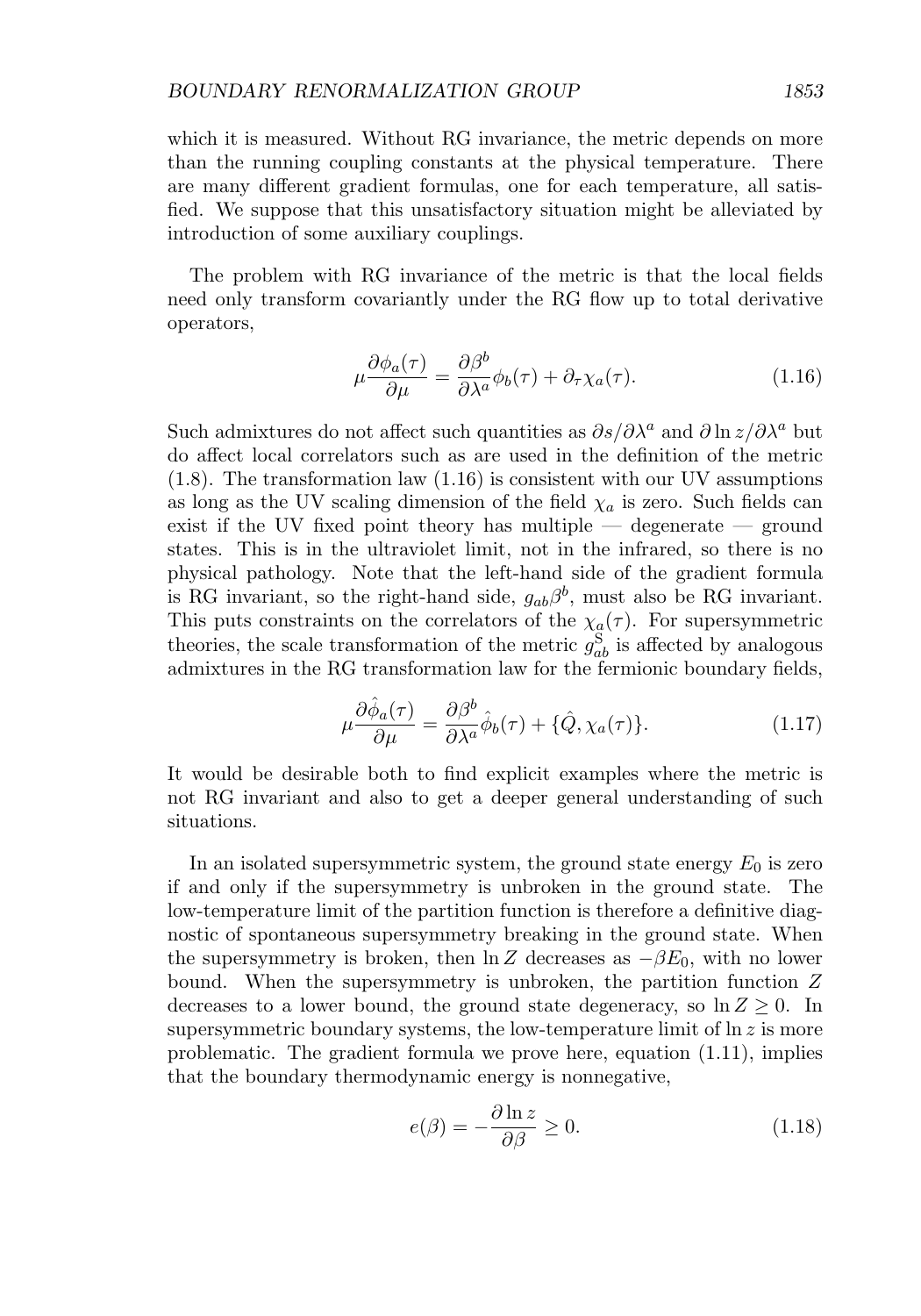which it is measured. Without RG invariance, the metric depends on more than the running coupling constants at the physical temperature. There are many different gradient formulas, one for each temperature, all satisfied. We suppose that this unsatisfactory situation might be alleviated by introduction of some auxiliary couplings.

The problem with RG invariance of the metric is that the local fields need only transform covariantly under the RG flow up to total derivative operators,

$$\mu \frac{\partial \phi_a(\tau)}{\partial \mu} = \frac{\partial \beta^b}{\partial \lambda^a} \phi_b(\tau) + \partial_\tau \chi_a(\tau). \tag{1.16}$$

Such admixtures do not affect such quantities as $\partial s/\partial \lambda^a$ and $\partial \ln z/\partial \lambda^a$ but do affect local correlators such as are used in the definition of the metric (1.8). The transformation law (1.16) is consistent with our UV assumptions as long as the UV scaling dimension of the field $\chi_a$ is zero. Such fields can exist if the UV fixed point theory has multiple — degenerate — ground states. This is in the ultraviolet limit, not in the infrared, so there is no physical pathology. Note that the left-hand side of the gradient formula is RG invariant, so the right-hand side, $g_{ab}\beta^b$, must also be RG invariant. This puts constraints on the correlators of the $\chi_a(\tau)$. For supersymmetric theories, the scale transformation of the metric $g^{\mathrm{S}}_{ab}$ is affected by analogous admixtures in the RG transformation law for the fermionic boundary fields,

$$\mu \frac{\partial \hat{\phi}_a(\tau)}{\partial \mu} = \frac{\partial \beta^b}{\partial \lambda^a} \hat{\phi}_b(\tau) + \{\hat{Q}, \chi_a(\tau)\}. \tag{1.17}$$

It would be desirable both to find explicit examples where the metric is not RG invariant and also to get a deeper general understanding of such situations.

In an isolated supersymmetric system, the ground state energy $E_0$ is zero if and only if the supersymmetry is unbroken in the ground state. The low-temperature limit of the partition function is therefore a definitive diagnostic of spontaneous supersymmetry breaking in the ground state. When the supersymmetry is broken, then $\ln Z$ decreases as $-\beta E_0$, with no lower bound. When the supersymmetry is unbroken, the partition function $Z$ decreases to a lower bound, the ground state degeneracy, so $\ln Z \geq 0$. In supersymmetric boundary systems, the low-temperature limit of $\ln z$ is more problematic. The gradient formula we prove here, equation (1.11), implies that the boundary thermodynamic energy is nonnegative,

$$e(\beta) = -\frac{\partial \ln z}{\partial \beta} \geq 0. \tag{1.18}$$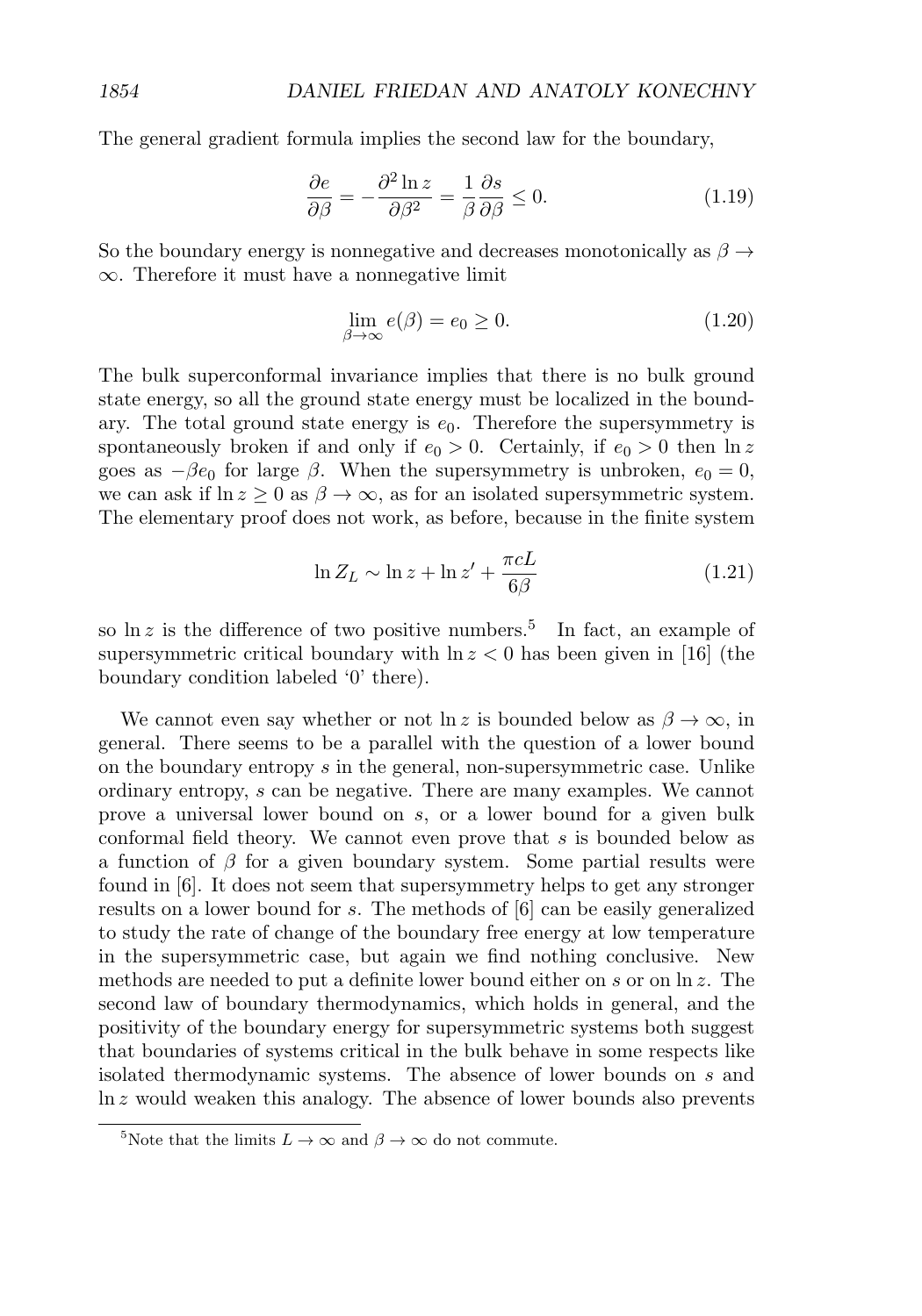The general gradient formula implies the second law for the boundary,

$$\frac{\partial e}{\partial \beta} = -\frac{\partial^2 \ln z}{\partial \beta^2} = \frac{1}{\beta}\frac{\partial s}{\partial \beta} \leq 0. \tag{1.19}$$

So the boundary energy is nonnegative and decreases monotonically as $\beta \to \infty$. Therefore it must have a nonnegative limit

$$\lim_{\beta \to \infty} e(\beta) = e_0 \geq 0. \tag{1.20}$$

The bulk superconformal invariance implies that there is no bulk ground state energy, so all the ground state energy must be localized in the boundary. The total ground state energy is $e_0$. Therefore the supersymmetry is spontaneously broken if and only if $e_0 > 0$. Certainly, if $e_0 > 0$ then $\ln z$ goes as $-\beta e_0$ for large $\beta$. When the supersymmetry is unbroken, $e_0 = 0$, we can ask if $\ln z \geq 0$ as $\beta \to \infty$, as for an isolated supersymmetric system. The elementary proof does not work, as before, because in the finite system

$$\ln Z_L \sim \ln z + \ln z' + \frac{\pi c L}{6\beta} \tag{1.21}$$

so $\ln z$ is the difference of two positive numbers.[5] In fact, an example of supersymmetric critical boundary with $\ln z < 0$ has been given in [16] (the boundary condition labeled '0' there).

We cannot even say whether or not $\ln z$ is bounded below as $\beta \to \infty$, in general. There seems to be a parallel with the question of a lower bound on the boundary entropy $s$ in the general, non-supersymmetric case. Unlike ordinary entropy, $s$ can be negative. There are many examples. We cannot prove a universal lower bound on $s$, or a lower bound for a given bulk conformal field theory. We cannot even prove that $s$ is bounded below as a function of $\beta$ for a given boundary system. Some partial results were found in [6]. It does not seem that supersymmetry helps to get any stronger results on a lower bound for $s$. The methods of [6] can be easily generalized to study the rate of change of the boundary free energy at low temperature in the supersymmetric case, but again we find nothing conclusive. New methods are needed to put a definite lower bound either on $s$ or on $\ln z$. The second law of boundary thermodynamics, which holds in general, and the positivity of the boundary energy for supersymmetric systems both suggest that boundaries of systems critical in the bulk behave in some respects like isolated thermodynamic systems. The absence of lower bounds on $s$ and $\ln z$ would weaken this analogy. The absence of lower bounds also prevents

[5] Note that the limits $L \to \infty$ and $\beta \to \infty$ do not commute.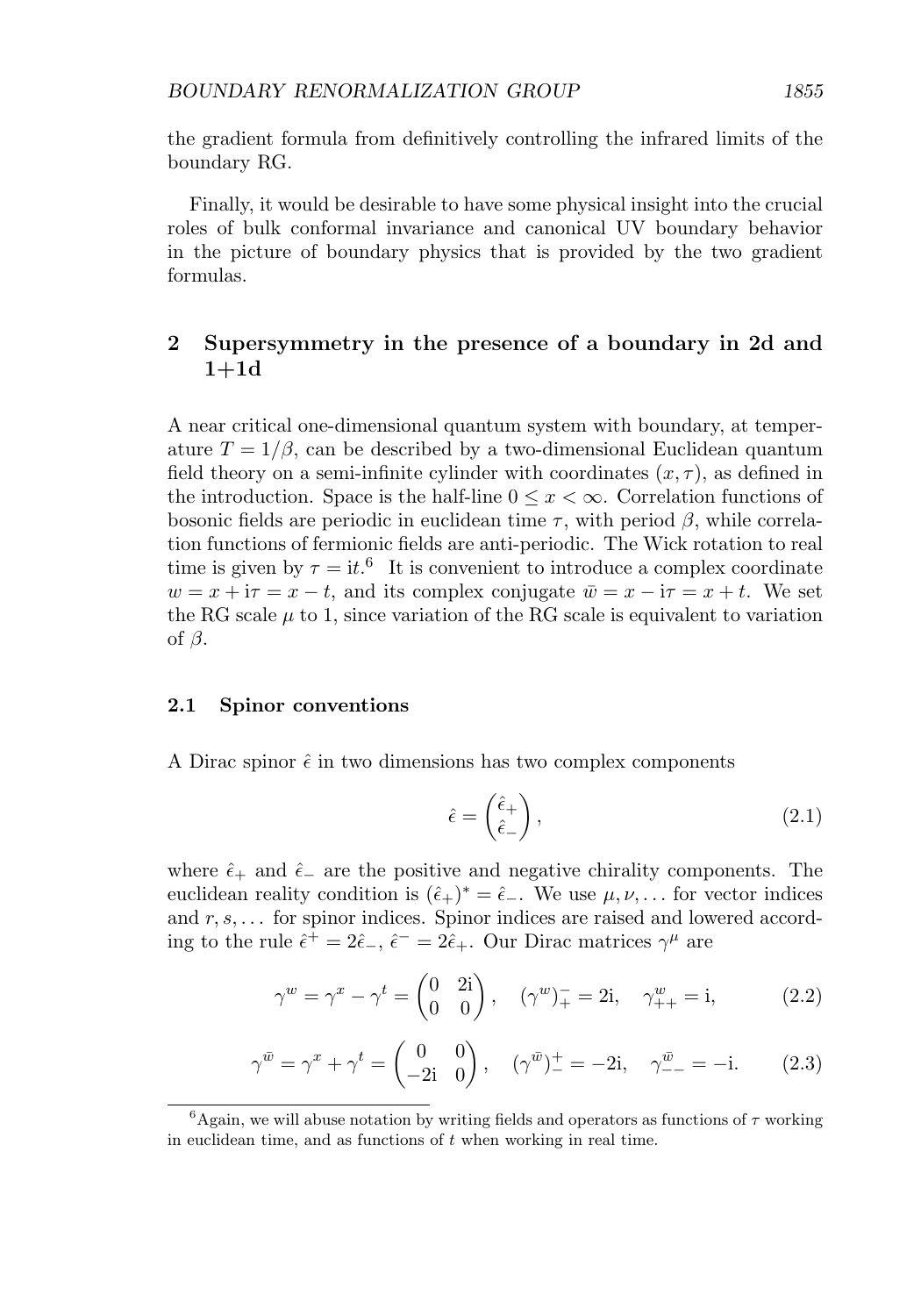the gradient formula from definitively controlling the infrared limits of the boundary RG.

Finally, it would be desirable to have some physical insight into the crucial roles of bulk conformal invariance and canonical UV boundary behavior in the picture of boundary physics that is provided by the two gradient formulas.

## 2 Supersymmetry in the presence of a boundary in 2d and 1+1d

A near critical one-dimensional quantum system with boundary, at temperature $T = 1/\beta$, can be described by a two-dimensional Euclidean quantum field theory on a semi-infinite cylinder with coordinates $(x, \tau)$, as defined in the introduction. Space is the half-line $0 \leq x < \infty$. Correlation functions of bosonic fields are periodic in euclidean time $\tau$, with period $\beta$, while correlation functions of fermionic fields are anti-periodic. The Wick rotation to real time is given by $\tau = \mathrm{i}t$.[6] It is convenient to introduce a complex coordinate $w = x + \mathrm{i}\tau = x - t$, and its complex conjugate $\bar{w} = x - \mathrm{i}\tau = x + t$. We set the RG scale $\mu$ to 1, since variation of the RG scale is equivalent to variation of $\beta$.

### 2.1 Spinor conventions

A Dirac spinor $\hat{\epsilon}$ in two dimensions has two complex components

$$\hat{\epsilon} = \begin{pmatrix} \hat{\epsilon}_+ \\ \hat{\epsilon}_- \end{pmatrix}, \tag{2.1}$$

where $\hat{\epsilon}_+$ and $\hat{\epsilon}_-$ are the positive and negative chirality components. The euclidean reality condition is $(\hat{\epsilon}_+)^* = \hat{\epsilon}_-$. We use $\mu, \nu, \ldots$ for vector indices and $r, s, \ldots$ for spinor indices. Spinor indices are raised and lowered according to the rule $\hat{\epsilon}^+ = 2\hat{\epsilon}_-$, $\hat{\epsilon}^- = 2\hat{\epsilon}_+$. Our Dirac matrices $\gamma^\mu$ are

$$\gamma^w = \gamma^x - \gamma^t = \begin{pmatrix} 0 & 2\mathrm{i} \\ 0 & 0 \end{pmatrix}, \quad (\gamma^w)_+^{\ -} = 2\mathrm{i}, \quad \gamma^w_{++} = \mathrm{i}, \tag{2.2}$$

$$\gamma^{\bar{w}} = \gamma^x + \gamma^t = \begin{pmatrix} 0 & 0 \\ -2\mathrm{i} & 0 \end{pmatrix}, \quad (\gamma^{\bar{w}})_-^{\ +} = -2\mathrm{i}, \quad \gamma^{\bar{w}}_{--} = -\mathrm{i}. \tag{2.3}$$

[6] Again, we will abuse notation by writing fields and operators as functions of $\tau$ working in euclidean time, and as functions of $t$ when working in real time.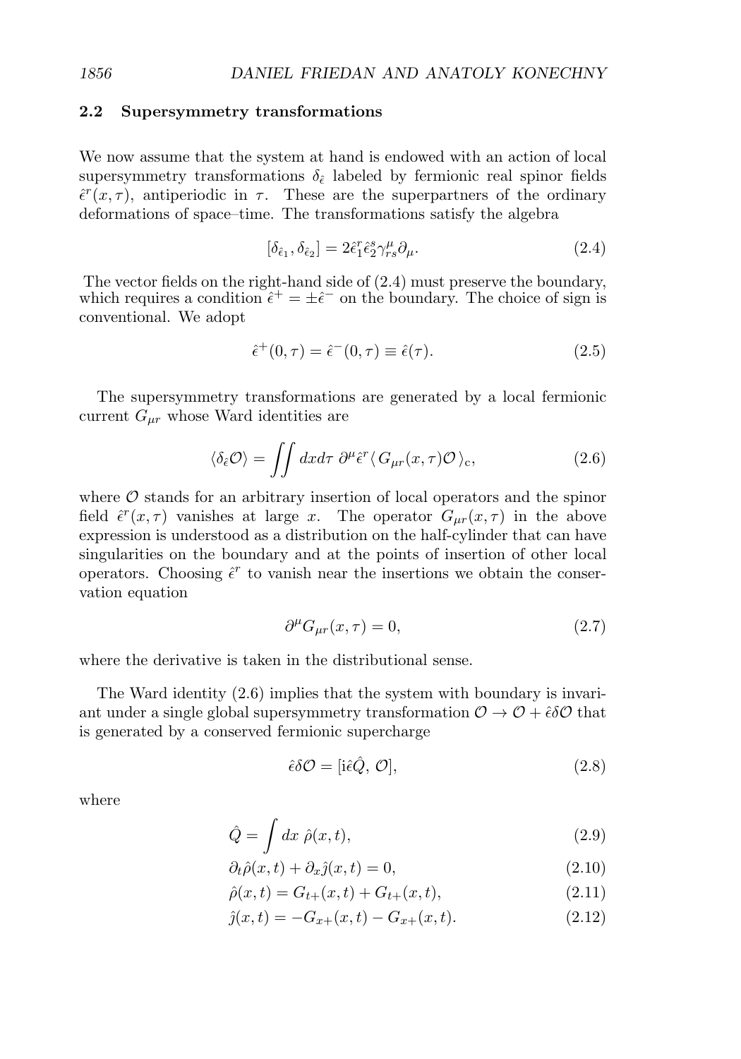### 2.2 Supersymmetry transformations

We now assume that the system at hand is endowed with an action of local supersymmetry transformations $\delta_{\hat{\epsilon}}$ labeled by fermionic real spinor fields $\hat{\epsilon}^r(x,\tau)$, antiperiodic in $\tau$. These are the superpartners of the ordinary deformations of space–time. The transformations satisfy the algebra

$$[\delta_{\hat{\epsilon}_1}, \delta_{\hat{\epsilon}_2}] = 2\hat{\epsilon}_1^r \hat{\epsilon}_2^s \gamma^\mu_{rs} \partial_\mu. \tag{2.4}$$

The vector fields on the right-hand side of (2.4) must preserve the boundary, which requires a condition $\hat{\epsilon}^+ = \pm\hat{\epsilon}^-$ on the boundary. The choice of sign is conventional. We adopt

$$\hat{\epsilon}^+(0,\tau) = \hat{\epsilon}^-(0,\tau) \equiv \hat{\epsilon}(\tau). \tag{2.5}$$

The supersymmetry transformations are generated by a local fermionic current $G_{\mu r}$ whose Ward identities are

$$\langle \delta_{\hat{\epsilon}} \mathcal{O} \rangle = \iint dx d\tau \; \partial^\mu \hat{\epsilon}^r \langle \, G_{\mu r}(x,\tau) \mathcal{O} \, \rangle_{\mathrm{c}}, \tag{2.6}$$

where $\mathcal{O}$ stands for an arbitrary insertion of local operators and the spinor field $\hat{\epsilon}^r(x,\tau)$ vanishes at large $x$. The operator $G_{\mu r}(x,\tau)$ in the above expression is understood as a distribution on the half-cylinder that can have singularities on the boundary and at the points of insertion of other local operators. Choosing $\hat{\epsilon}^r$ to vanish near the insertions we obtain the conservation equation

$$\partial^\mu G_{\mu r}(x,\tau) = 0, \tag{2.7}$$

where the derivative is taken in the distributional sense.

The Ward identity (2.6) implies that the system with boundary is invariant under a single global supersymmetry transformation $\mathcal{O} \to \mathcal{O} + \hat{\epsilon}\delta\mathcal{O}$ that is generated by a conserved fermionic supercharge

$$\hat{\epsilon}\delta\mathcal{O} = [\mathrm{i}\hat{\epsilon}\hat{Q}, \, \mathcal{O}], \tag{2.8}$$

where

$$\hat{Q} = \int dx \; \hat{\rho}(x,t), \tag{2.9}$$

$$\partial_t \hat{\rho}(x,t) + \partial_x \hat{\jmath}(x,t) = 0, \tag{2.10}$$

$$\hat{\rho}(x,t) = G_{t+}(x,t) + G_{t+}(x,t), \tag{2.11}$$

$$\hat{\jmath}(x,t) = -G_{x+}(x,t) - G_{x+}(x,t). \tag{2.12}$$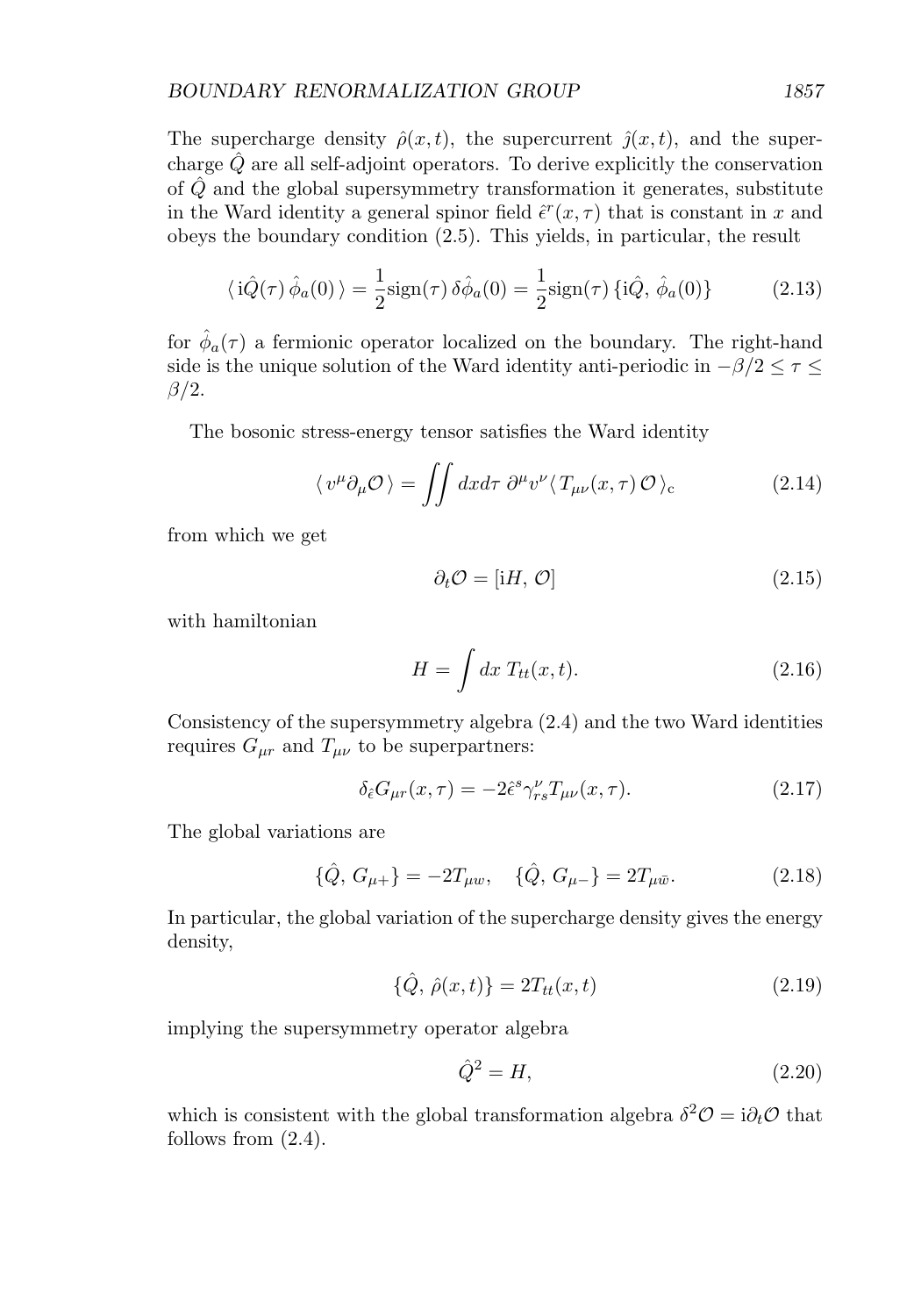The supercharge density $\hat{\rho}(x,t)$, the supercurrent $\hat{\jmath}(x,t)$, and the supercharge $\hat{Q}$ are all self-adjoint operators. To derive explicitly the conservation of $\hat{Q}$ and the global supersymmetry transformation it generates, substitute in the Ward identity a general spinor field $\hat{\epsilon}^r(x,\tau)$ that is constant in $x$ and obeys the boundary condition (2.5). This yields, in particular, the result

$$\langle\, \mathrm{i}\hat{Q}(\tau)\, \hat{\phi}_a(0)\,\rangle = \frac{1}{2}\mathrm{sign}(\tau)\, \delta\hat{\phi}_a(0) = \frac{1}{2}\mathrm{sign}(\tau)\, \{\mathrm{i}\hat{Q},\, \hat{\phi}_a(0)\} \tag{2.13}$$

for $\hat{\phi}_a(\tau)$ a fermionic operator localized on the boundary. The right-hand side is the unique solution of the Ward identity anti-periodic in $-\beta/2 \leq \tau \leq \beta/2$.

The bosonic stress-energy tensor satisfies the Ward identity

$$\langle\, v^\mu \partial_\mu \mathcal{O}\,\rangle = \iint dx d\tau\; \partial^\mu v^\nu \langle\, T_{\mu\nu}(x,\tau)\, \mathcal{O}\,\rangle_{\mathrm{c}} \tag{2.14}$$

from which we get

$$\partial_t \mathcal{O} = [\mathrm{i}H,\, \mathcal{O}] \tag{2.15}$$

with hamiltonian

$$H = \int dx\; T_{tt}(x,t). \tag{2.16}$$

Consistency of the supersymmetry algebra (2.4) and the two Ward identities requires $G_{\mu r}$ and $T_{\mu\nu}$ to be superpartners:

$$\delta_{\hat{\epsilon}} G_{\mu r}(x,\tau) = -2\hat{\epsilon}^s \gamma^\nu_{rs} T_{\mu\nu}(x,\tau). \tag{2.17}$$

The global variations are

$$\{\hat{Q},\, G_{\mu +}\} = -2T_{\mu w}, \quad \{\hat{Q},\, G_{\mu -}\} = 2T_{\mu \bar{w}}. \tag{2.18}$$

In particular, the global variation of the supercharge density gives the energy density,

$$\{\hat{Q},\, \hat{\rho}(x,t)\} = 2T_{tt}(x,t) \tag{2.19}$$

implying the supersymmetry operator algebra

$$\hat{Q}^2 = H, \tag{2.20}$$

which is consistent with the global transformation algebra $\delta^2\mathcal{O} = \mathrm{i}\partial_t \mathcal{O}$ that follows from (2.4).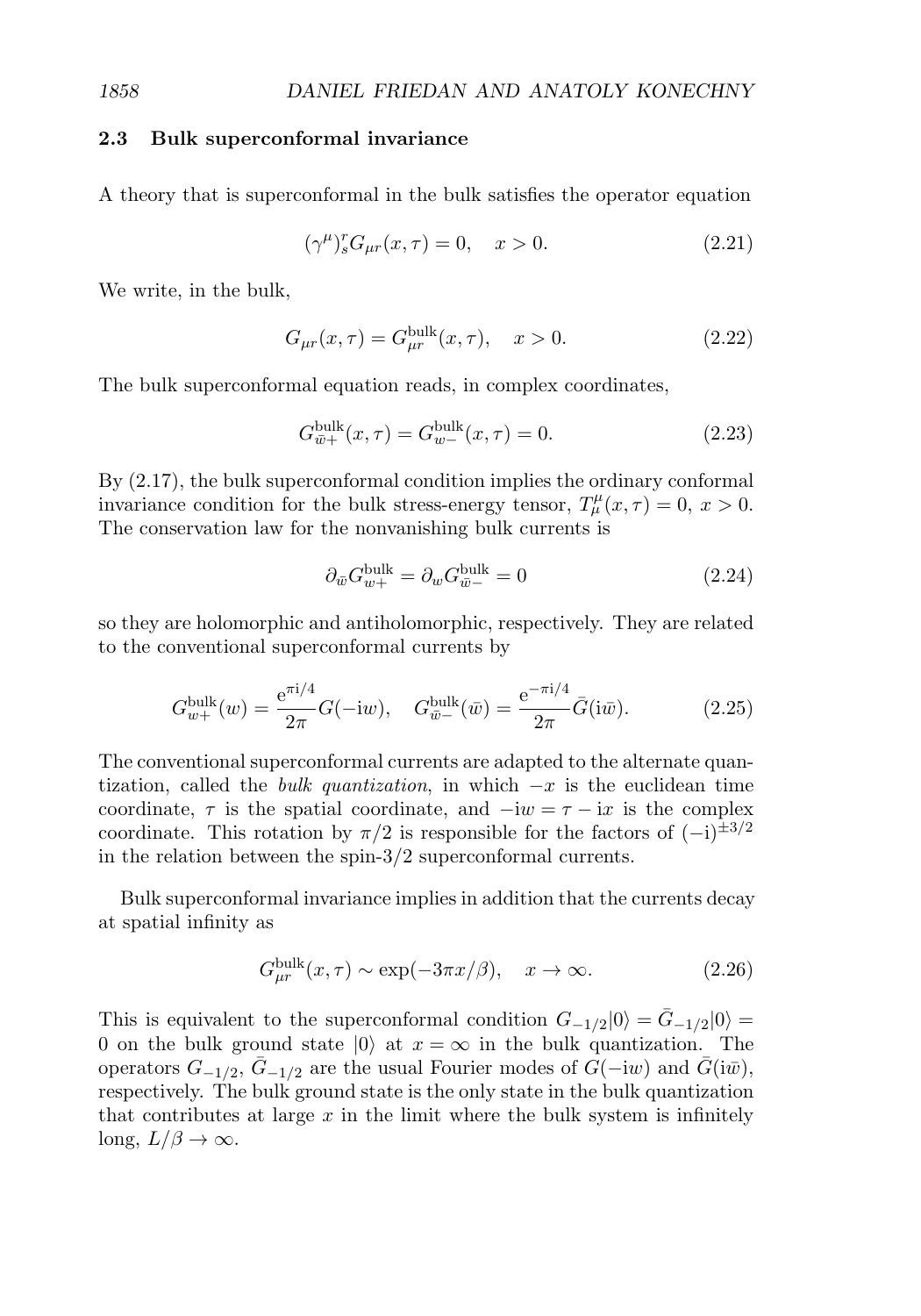### 2.3 Bulk superconformal invariance

A theory that is superconformal in the bulk satisfies the operator equation

$$(\gamma^\mu)^r_s G_{\mu r}(x,\tau) = 0, \quad x > 0. \tag{2.21}$$

We write, in the bulk,

$$G_{\mu r}(x,\tau) = G^{\mathrm{bulk}}_{\mu r}(x,\tau), \quad x > 0. \tag{2.22}$$

The bulk superconformal equation reads, in complex coordinates,

$$G^{\mathrm{bulk}}_{\bar{w}+}(x,\tau) = G^{\mathrm{bulk}}_{w-}(x,\tau) = 0. \tag{2.23}$$

By (2.17), the bulk superconformal condition implies the ordinary conformal invariance condition for the bulk stress-energy tensor, $T^\mu_\mu(x,\tau) = 0$, $x > 0$. The conservation law for the nonvanishing bulk currents is

$$\partial_{\bar{w}} G^{\mathrm{bulk}}_{w+} = \partial_w G^{\mathrm{bulk}}_{\bar{w}-} = 0 \tag{2.24}$$

so they are holomorphic and antiholomorphic, respectively. They are related to the conventional superconformal currents by

$$G^{\mathrm{bulk}}_{w+}(w) = \frac{\mathrm{e}^{\pi \mathrm{i}/4}}{2\pi} G(-\mathrm{i}w), \quad G^{\mathrm{bulk}}_{\bar{w}-}(\bar{w}) = \frac{\mathrm{e}^{-\pi \mathrm{i}/4}}{2\pi} \bar{G}(\mathrm{i}\bar{w}). \tag{2.25}$$

The conventional superconformal currents are adapted to the alternate quantization, called the *bulk quantization*, in which $-x$ is the euclidean time coordinate, $\tau$ is the spatial coordinate, and $-\mathrm{i}w = \tau - \mathrm{i}x$ is the complex coordinate. This rotation by $\pi/2$ is responsible for the factors of $(-\mathrm{i})^{\pm 3/2}$ in the relation between the spin-3/2 superconformal currents.

Bulk superconformal invariance implies in addition that the currents decay at spatial infinity as

$$G^{\mathrm{bulk}}_{\mu r}(x,\tau) \sim \exp(-3\pi x/\beta), \quad x \to \infty. \tag{2.26}$$

This is equivalent to the superconformal condition $G_{-1/2}|0\rangle = \bar{G}_{-1/2}|0\rangle = 0$ on the bulk ground state $|0\rangle$ at $x = \infty$ in the bulk quantization. The operators $G_{-1/2}$, $\bar{G}_{-1/2}$ are the usual Fourier modes of $G(-\mathrm{i}w)$ and $\bar{G}(\mathrm{i}\bar{w})$, respectively. The bulk ground state is the only state in the bulk quantization that contributes at large $x$ in the limit where the bulk system is infinitely long, $L/\beta \to \infty$.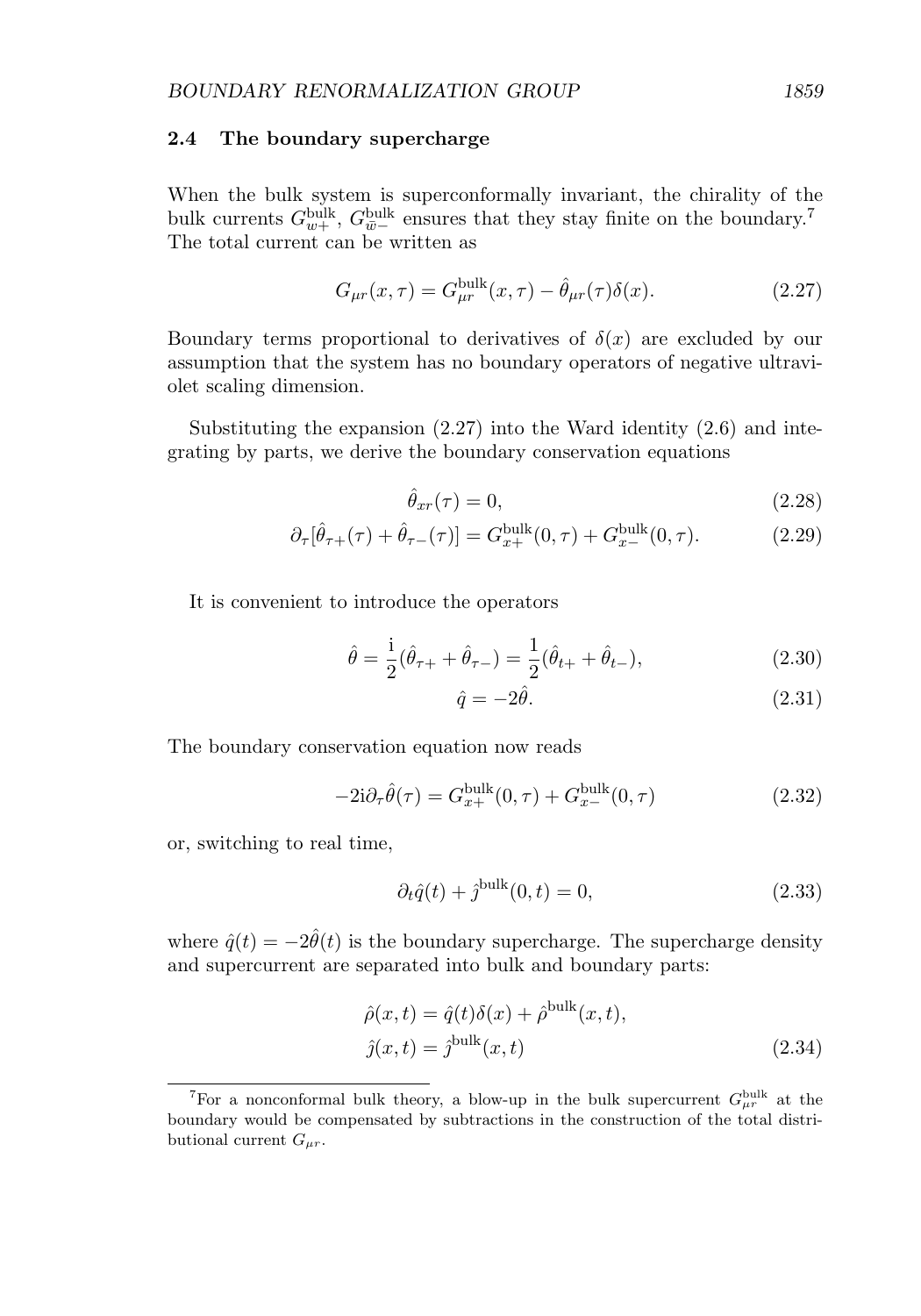### 2.4 The boundary supercharge

When the bulk system is superconformally invariant, the chirality of the bulk currents $G^{\rm bulk}_{w+}$, $G^{\rm bulk}_{\bar{w}-}$ ensures that they stay finite on the boundary.[7] The total current can be written as

$$G_{\mu r}(x,\tau) = G^{\rm bulk}_{\mu r}(x,\tau) - \hat{\theta}_{\mu r}(\tau)\delta(x). \tag{2.27}$$

Boundary terms proportional to derivatives of $\delta(x)$ are excluded by our assumption that the system has no boundary operators of negative ultraviolet scaling dimension.

Substituting the expansion (2.27) into the Ward identity (2.6) and integrating by parts, we derive the boundary conservation equations

$$\hat{\theta}_{xr}(\tau) = 0, \tag{2.28}$$

$$\partial_\tau[\hat{\theta}_{\tau+}(\tau) + \hat{\theta}_{\tau-}(\tau)] = G^{\rm bulk}_{x+}(0,\tau) + G^{\rm bulk}_{x-}(0,\tau). \tag{2.29}$$

It is convenient to introduce the operators

$$\hat{\theta} = \frac{\mathrm{i}}{2}(\hat{\theta}_{\tau+} + \hat{\theta}_{\tau-}) = \frac{1}{2}(\hat{\theta}_{t+} + \hat{\theta}_{t-}), \tag{2.30}$$

$$\hat{q} = -2\hat{\theta}. \tag{2.31}$$

The boundary conservation equation now reads

$$-2\mathrm{i}\partial_\tau\hat{\theta}(\tau) = G^{\rm bulk}_{x+}(0,\tau) + G^{\rm bulk}_{x-}(0,\tau) \tag{2.32}$$

or, switching to real time,

$$\partial_t\hat{q}(t) + \hat{\jmath}^{\rm bulk}(0,t) = 0, \tag{2.33}$$

where $\hat{q}(t) = -2\hat{\theta}(t)$ is the boundary supercharge. The supercharge density and supercurrent are separated into bulk and boundary parts:

$$\begin{aligned}\hat{\rho}(x,t) &= \hat{q}(t)\delta(x) + \hat{\rho}^{\rm bulk}(x,t),\\ \hat{\jmath}(x,t) &= \hat{\jmath}^{\rm bulk}(x,t)\end{aligned} \tag{2.34}$$

[7] For a nonconformal bulk theory, a blow-up in the bulk supercurrent $G^{\rm bulk}_{\mu r}$ at the boundary would be compensated by subtractions in the construction of the total distributional current $G_{\mu r}$.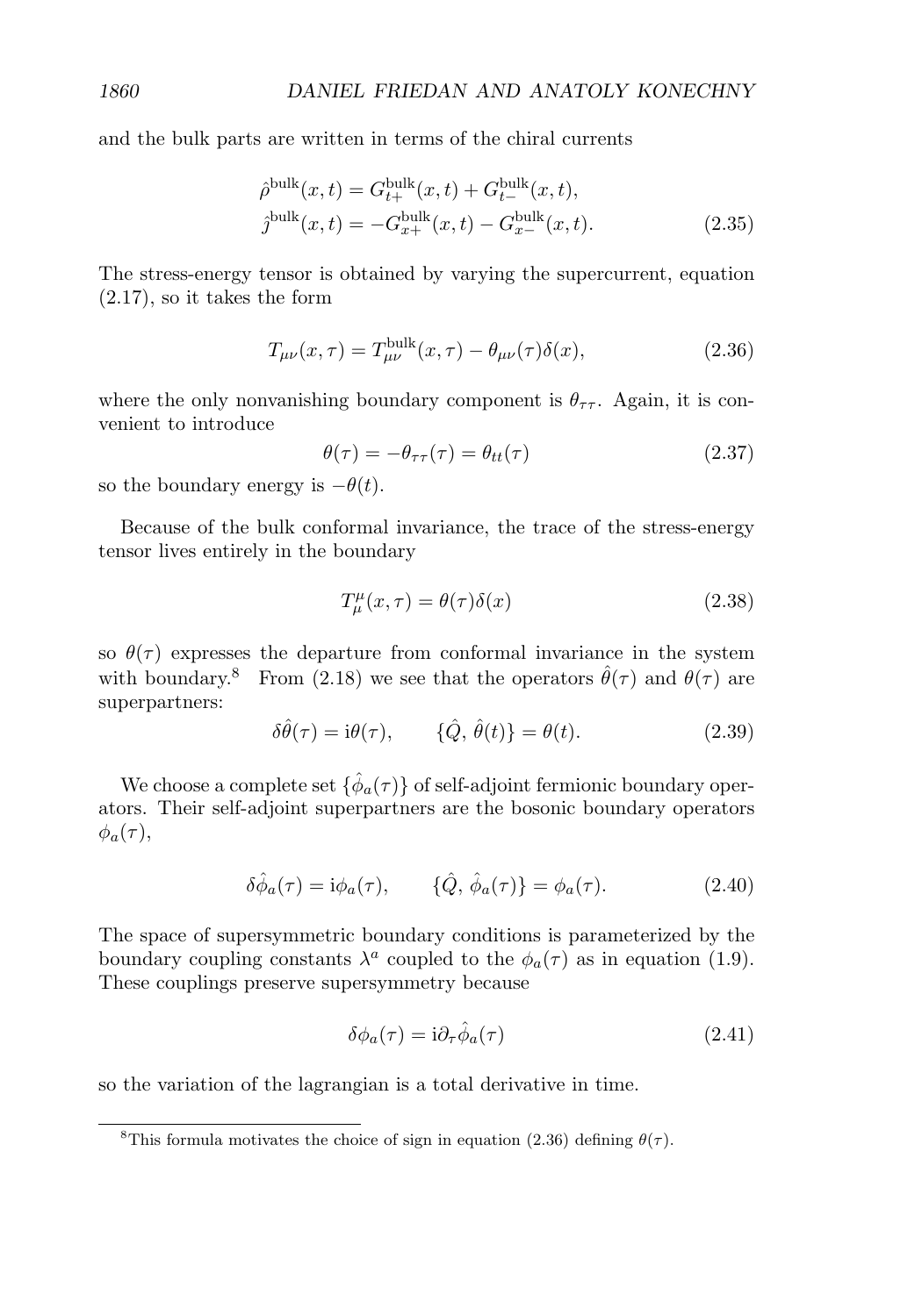and the bulk parts are written in terms of the chiral currents

$$
\begin{aligned}
\hat{\rho}^{\text{bulk}}(x,t) &= G^{\text{bulk}}_{t+}(x,t) + G^{\text{bulk}}_{t-}(x,t), \\
\hat{j}^{\text{bulk}}(x,t) &= -G^{\text{bulk}}_{x+}(x,t) - G^{\text{bulk}}_{x-}(x,t).
\end{aligned}
\tag{2.35}
$$

The stress-energy tensor is obtained by varying the supercurrent, equation (2.17), so it takes the form

$$
T_{\mu\nu}(x,\tau) = T^{\text{bulk}}_{\mu\nu}(x,\tau) - \theta_{\mu\nu}(\tau)\delta(x), \tag{2.36}
$$

where the only nonvanishing boundary component is $\theta_{\tau\tau}$. Again, it is convenient to introduce

$$
\theta(\tau) = -\theta_{\tau\tau}(\tau) = \theta_{tt}(\tau) \tag{2.37}
$$

so the boundary energy is $-\theta(t)$.

Because of the bulk conformal invariance, the trace of the stress-energy tensor lives entirely in the boundary

$$
T^{\mu}_{\mu}(x,\tau) = \theta(\tau)\delta(x) \tag{2.38}
$$

so $\theta(\tau)$ expresses the departure from conformal invariance in the system with boundary.[8] From (2.18) we see that the operators $\hat{\theta}(\tau)$ and $\theta(\tau)$ are superpartners:

$$
\delta\hat{\theta}(\tau) = \mathrm{i}\theta(\tau), \qquad \{\hat{Q},\, \hat{\theta}(t)\} = \theta(t). \tag{2.39}
$$

We choose a complete set $\{\hat{\phi}_a(\tau)\}$ of self-adjoint fermionic boundary operators. Their self-adjoint superpartners are the bosonic boundary operators $\phi_a(\tau)$,

$$
\delta\hat{\phi}_a(\tau) = \mathrm{i}\phi_a(\tau), \qquad \{\hat{Q},\, \hat{\phi}_a(\tau)\} = \phi_a(\tau). \tag{2.40}
$$

The space of supersymmetric boundary conditions is parameterized by the boundary coupling constants $\lambda^a$ coupled to the $\phi_a(\tau)$ as in equation (1.9). These couplings preserve supersymmetry because

$$
\delta\phi_a(\tau) = \mathrm{i}\partial_\tau\hat{\phi}_a(\tau) \tag{2.41}
$$

so the variation of the lagrangian is a total derivative in time.

[8] This formula motivates the choice of sign in equation (2.36) defining $\theta(\tau)$.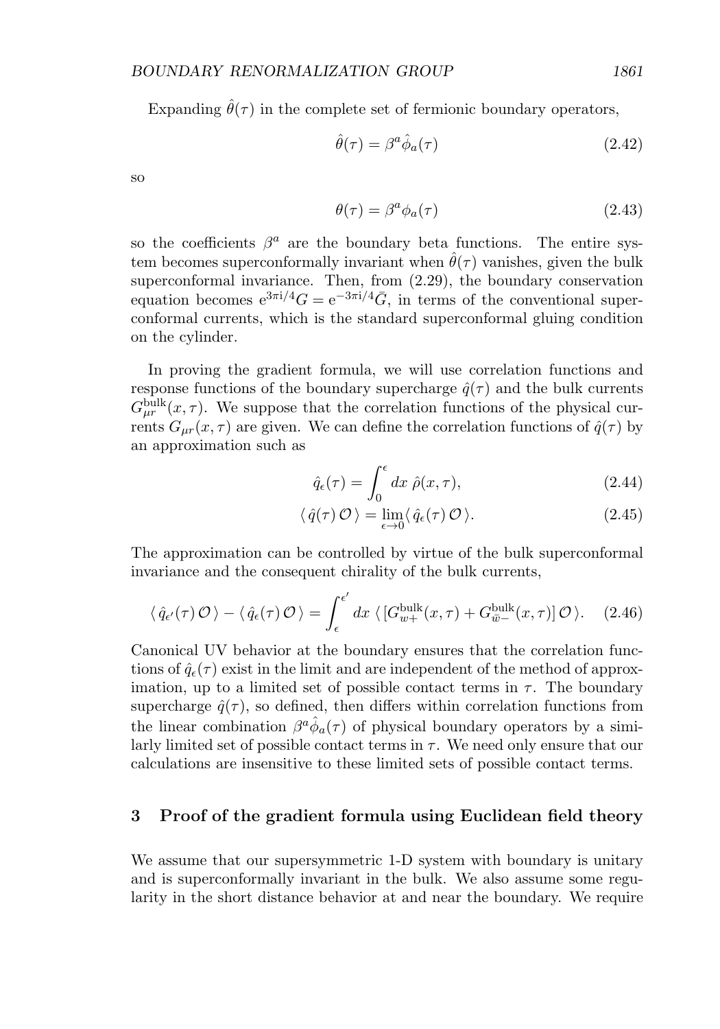Expanding $\hat{\theta}(\tau)$ in the complete set of fermionic boundary operators,

$$\hat{\theta}(\tau) = \beta^a \hat{\phi}_a(\tau) \tag{2.42}$$

so

$$\theta(\tau) = \beta^a \phi_a(\tau) \tag{2.43}$$

so the coefficients $\beta^a$ are the boundary beta functions. The entire system becomes superconformally invariant when $\hat{\theta}(\tau)$ vanishes, given the bulk superconformal invariance. Then, from (2.29), the boundary conservation equation becomes $\mathrm{e}^{3\pi \mathrm{i}/4} G = \mathrm{e}^{-3\pi \mathrm{i}/4} \bar{G}$, in terms of the conventional superconformal currents, which is the standard superconformal gluing condition on the cylinder.

In proving the gradient formula, we will use correlation functions and response functions of the boundary supercharge $\hat{q}(\tau)$ and the bulk currents $G^{\mathrm{bulk}}_{\mu r}(x,\tau)$. We suppose that the correlation functions of the physical currents $G_{\mu r}(x,\tau)$ are given. We can define the correlation functions of $\hat{q}(\tau)$ by an approximation such as

$$\hat{q}_\epsilon(\tau) = \int_0^\epsilon dx\ \hat{\rho}(x,\tau), \tag{2.44}$$

$$\langle\, \hat{q}(\tau)\, \mathcal{O}\, \rangle = \lim_{\epsilon \to 0} \langle\, \hat{q}_\epsilon(\tau)\, \mathcal{O}\, \rangle. \tag{2.45}$$

The approximation can be controlled by virtue of the bulk superconformal invariance and the consequent chirality of the bulk currents,

$$\langle\, \hat{q}_{\epsilon'}(\tau)\, \mathcal{O}\, \rangle - \langle\, \hat{q}_\epsilon(\tau)\, \mathcal{O}\, \rangle = \int_\epsilon^{\epsilon'} dx\ \langle\, [G^{\mathrm{bulk}}_{w+}(x,\tau) + G^{\mathrm{bulk}}_{\bar{w}-}(x,\tau)]\, \mathcal{O}\, \rangle. \tag{2.46}$$

Canonical UV behavior at the boundary ensures that the correlation functions of $\hat{q}_\epsilon(\tau)$ exist in the limit and are independent of the method of approximation, up to a limited set of possible contact terms in $\tau$. The boundary supercharge $\hat{q}(\tau)$, so defined, then differs within correlation functions from the linear combination $\beta^a \hat{\phi}_a(\tau)$ of physical boundary operators by a similarly limited set of possible contact terms in $\tau$. We need only ensure that our calculations are insensitive to these limited sets of possible contact terms.

## 3 Proof of the gradient formula using Euclidean field theory

We assume that our supersymmetric 1-D system with boundary is unitary and is superconformally invariant in the bulk. We also assume some regularity in the short distance behavior at and near the boundary. We require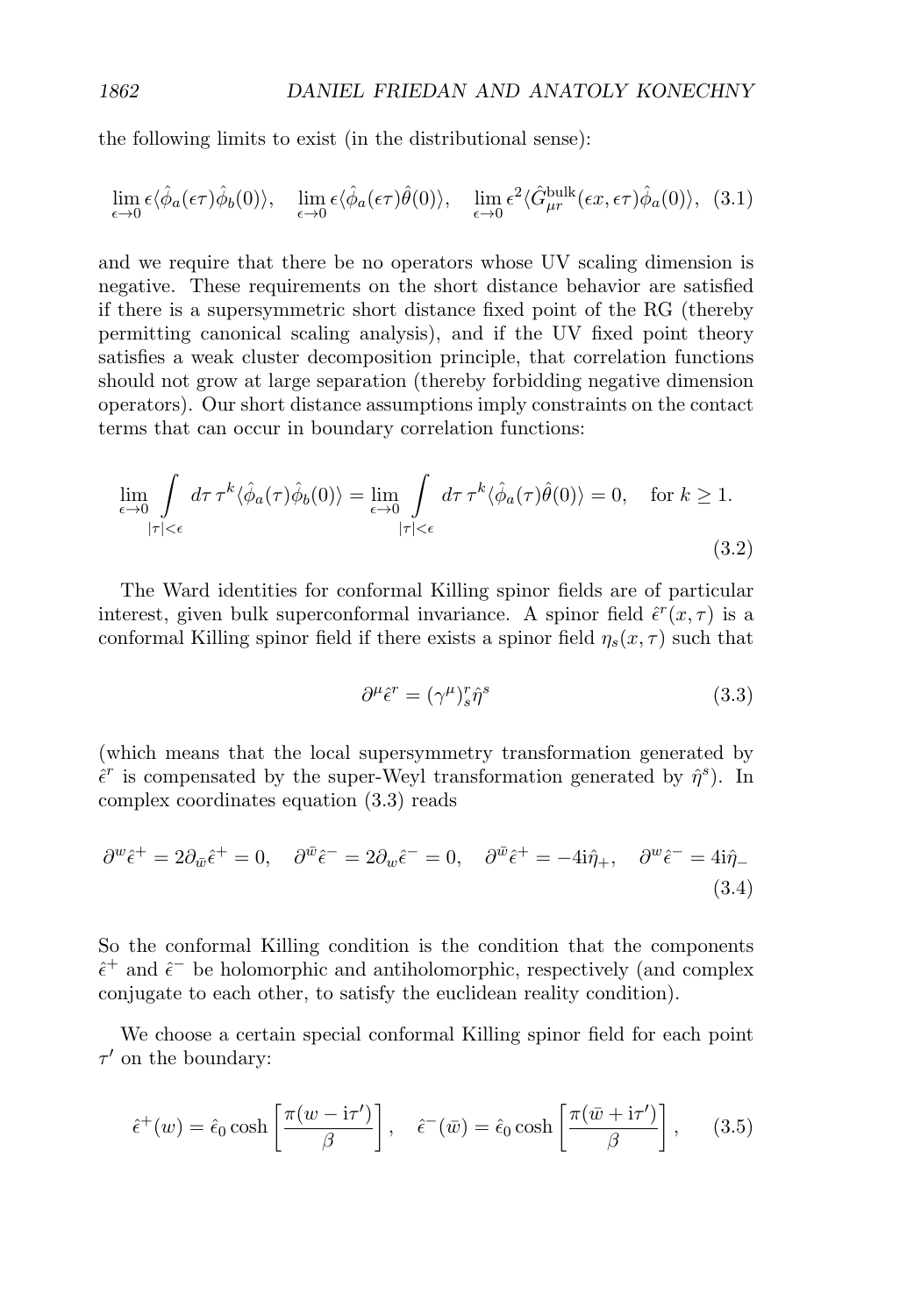the following limits to exist (in the distributional sense):

$$\lim_{\epsilon\to 0} \epsilon\langle\hat{\phi}_a(\epsilon\tau)\hat{\phi}_b(0)\rangle, \quad \lim_{\epsilon\to 0} \epsilon\langle\hat{\phi}_a(\epsilon\tau)\hat{\theta}(0)\rangle, \quad \lim_{\epsilon\to 0} \epsilon^2\langle\hat{G}^{\mathrm{bulk}}_{\mu r}(\epsilon x, \epsilon\tau)\hat{\phi}_a(0)\rangle, \tag{3.1}$$

and we require that there be no operators whose UV scaling dimension is negative. These requirements on the short distance behavior are satisfied if there is a supersymmetric short distance fixed point of the RG (thereby permitting canonical scaling analysis), and if the UV fixed point theory satisfies a weak cluster decomposition principle, that correlation functions should not grow at large separation (thereby forbidding negative dimension operators). Our short distance assumptions imply constraints on the contact terms that can occur in boundary correlation functions:

$$\lim_{\epsilon\to 0} \int\limits_{|\tau|<\epsilon} d\tau\, \tau^k \langle\hat{\phi}_a(\tau)\hat{\phi}_b(0)\rangle = \lim_{\epsilon\to 0} \int\limits_{|\tau|<\epsilon} d\tau\, \tau^k \langle\hat{\phi}_a(\tau)\hat{\theta}(0)\rangle = 0, \quad \text{for } k \geq 1. \tag{3.2}$$

The Ward identities for conformal Killing spinor fields are of particular interest, given bulk superconformal invariance. A spinor field $\hat{\epsilon}^r(x,\tau)$ is a conformal Killing spinor field if there exists a spinor field $\eta_s(x,\tau)$ such that

$$\partial^\mu \hat{\epsilon}^r = (\gamma^\mu)^r_s \hat{\eta}^s \tag{3.3}$$

(which means that the local supersymmetry transformation generated by $\hat{\epsilon}^r$ is compensated by the super-Weyl transformation generated by $\hat{\eta}^s$). In complex coordinates equation (3.3) reads

$$\partial^w \hat{\epsilon}^+ = 2\partial_{\bar{w}}\hat{\epsilon}^+ = 0, \quad \partial^{\bar{w}} \hat{\epsilon}^- = 2\partial_w \hat{\epsilon}^- = 0, \quad \partial^{\bar{w}}\hat{\epsilon}^+ = -4\mathrm{i}\hat{\eta}_+, \quad \partial^w \hat{\epsilon}^- = 4\mathrm{i}\hat{\eta}_- \tag{3.4}$$

So the conformal Killing condition is the condition that the components $\hat{\epsilon}^+$ and $\hat{\epsilon}^-$ be holomorphic and antiholomorphic, respectively (and complex conjugate to each other, to satisfy the euclidean reality condition).

We choose a certain special conformal Killing spinor field for each point $\tau'$ on the boundary:

$$\hat{\epsilon}^+(w) = \hat{\epsilon}_0 \cosh\left[\frac{\pi(w - \mathrm{i}\tau')}{\beta}\right], \quad \hat{\epsilon}^-(\bar{w}) = \hat{\epsilon}_0 \cosh\left[\frac{\pi(\bar{w} + \mathrm{i}\tau')}{\beta}\right], \tag{3.5}$$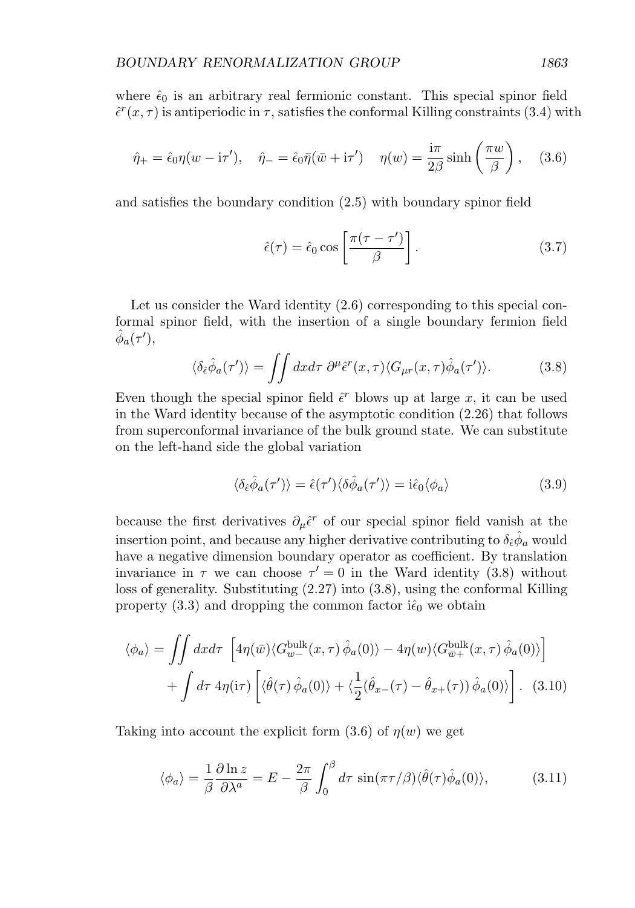where $\hat{\epsilon}_0$ is an arbitrary real fermionic constant. This special spinor field $\hat{\epsilon}^r(x,\tau)$ is antiperiodic in $\tau$, satisfies the conformal Killing constraints (3.4) with

$$\hat{\eta}_+ = \hat{\epsilon}_0 \eta(w - \mathrm{i}\tau'), \quad \hat{\eta}_- = \hat{\epsilon}_0 \bar{\eta}(\bar{w} + \mathrm{i}\tau') \quad \eta(w) = \frac{\mathrm{i}\pi}{2\beta}\sinh\left(\frac{\pi w}{\beta}\right), \quad (3.6)$$

and satisfies the boundary condition (2.5) with boundary spinor field

$$\hat{\epsilon}(\tau) = \hat{\epsilon}_0 \cos\left[\frac{\pi(\tau - \tau')}{\beta}\right]. \quad (3.7)$$

Let us consider the Ward identity (2.6) corresponding to this special conformal spinor field, with the insertion of a single boundary fermion field $\hat{\phi}_a(\tau')$,

$$\langle \delta_{\hat{\epsilon}} \hat{\phi}_a(\tau') \rangle = \iint dx d\tau \; \partial^\mu \hat{\epsilon}^r(x,\tau) \langle G_{\mu r}(x,\tau) \hat{\phi}_a(\tau') \rangle. \quad (3.8)$$

Even though the special spinor field $\hat{\epsilon}^r$ blows up at large $x$, it can be used in the Ward identity because of the asymptotic condition (2.26) that follows from superconformal invariance of the bulk ground state. We can substitute on the left-hand side the global variation

$$\langle \delta_{\hat{\epsilon}} \hat{\phi}_a(\tau') \rangle = \hat{\epsilon}(\tau') \langle \delta \hat{\phi}_a(\tau') \rangle = \mathrm{i}\hat{\epsilon}_0 \langle \phi_a \rangle \quad (3.9)$$

because the first derivatives $\partial_\mu \hat{\epsilon}^r$ of our special spinor field vanish at the insertion point, and because any higher derivative contributing to $\delta_{\hat{\epsilon}} \hat{\phi}_a$ would have a negative dimension boundary operator as coefficient. By translation invariance in $\tau$ we can choose $\tau' = 0$ in the Ward identity (3.8) without loss of generality. Substituting (2.27) into (3.8), using the conformal Killing property (3.3) and dropping the common factor $\mathrm{i}\hat{\epsilon}_0$ we obtain

$$\begin{aligned}\langle \phi_a \rangle = \iint dx d\tau \; &\left[ 4\eta(\bar{w}) \langle G^{\mathrm{bulk}}_{w-}(x,\tau)\, \hat{\phi}_a(0) \rangle - 4\eta(w) \langle G^{\mathrm{bulk}}_{\bar{w}+}(x,\tau)\, \hat{\phi}_a(0) \rangle \right] \\ &+ \int d\tau \; 4\eta(\mathrm{i}\tau) \left[ \langle \hat{\theta}(\tau)\, \hat{\phi}_a(0) \rangle + \langle \frac{1}{2}(\hat{\theta}_{x-}(\tau) - \hat{\theta}_{x+}(\tau))\, \hat{\phi}_a(0) \rangle \right]. \quad (3.10)\end{aligned}$$

Taking into account the explicit form (3.6) of $\eta(w)$ we get

$$\langle \phi_a \rangle = \frac{1}{\beta} \frac{\partial \ln z}{\partial \lambda^a} = E - \frac{2\pi}{\beta} \int_0^\beta d\tau \; \sin(\pi\tau/\beta) \langle \hat{\theta}(\tau) \hat{\phi}_a(0) \rangle, \quad (3.11)$$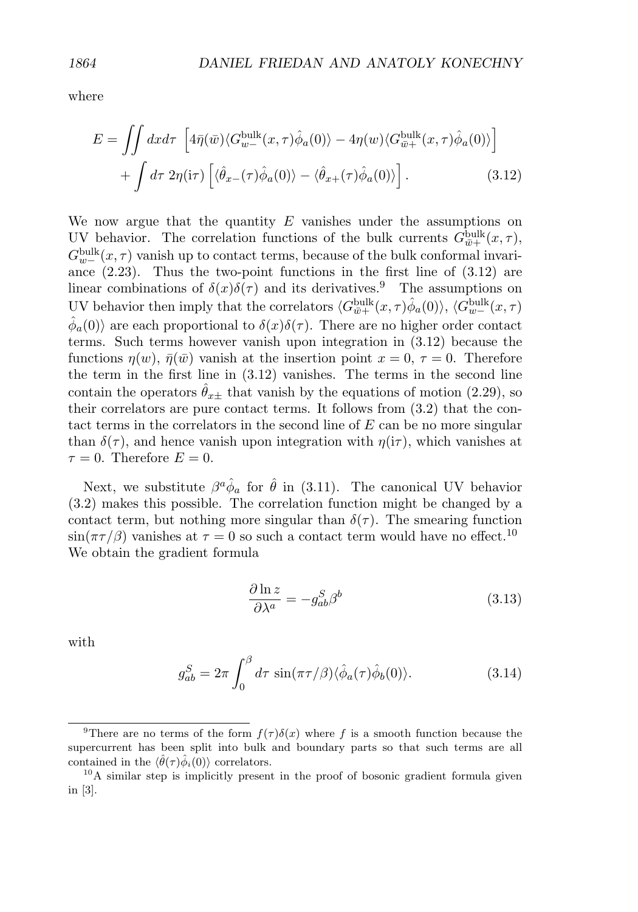where

$$
\begin{aligned}
E = \iint dx d\tau \; & \left[ 4\bar{\eta}(\bar{w}) \langle G^{\rm bulk}_{w-}(x,\tau) \hat{\phi}_a(0) \rangle - 4\eta(w) \langle G^{\rm bulk}_{\bar{w}+}(x,\tau) \hat{\phi}_a(0) \rangle \right] \\
& + \int d\tau \; 2\eta(\mathrm{i}\tau) \left[ \langle \hat{\theta}_{x-}(\tau) \hat{\phi}_a(0) \rangle - \langle \hat{\theta}_{x+}(\tau) \hat{\phi}_a(0) \rangle \right]. \qquad (3.12)
\end{aligned}
$$

We now argue that the quantity $E$ vanishes under the assumptions on UV behavior. The correlation functions of the bulk currents $G^{\rm bulk}_{\bar{w}+}(x,\tau)$, $G^{\rm bulk}_{w-}(x,\tau)$ vanish up to contact terms, because of the bulk conformal invariance (2.23). Thus the two-point functions in the first line of (3.12) are linear combinations of $\delta(x)\delta(\tau)$ and its derivatives.[9] The assumptions on UV behavior then imply that the correlators $\langle G^{\rm bulk}_{\bar{w}+}(x,\tau)\hat{\phi}_a(0)\rangle$, $\langle G^{\rm bulk}_{w-}(x,\tau) \hat{\phi}_a(0)\rangle$ are each proportional to $\delta(x)\delta(\tau)$. There are no higher order contact terms. Such terms however vanish upon integration in (3.12) because the functions $\eta(w)$, $\bar{\eta}(\bar{w})$ vanish at the insertion point $x=0$, $\tau=0$. Therefore the term in the first line in (3.12) vanishes. The terms in the second line contain the operators $\hat{\theta}_{x\pm}$ that vanish by the equations of motion (2.29), so their correlators are pure contact terms. It follows from (3.2) that the contact terms in the correlators in the second line of $E$ can be no more singular than $\delta(\tau)$, and hence vanish upon integration with $\eta(\mathrm{i}\tau)$, which vanishes at $\tau=0$. Therefore $E=0$.

Next, we substitute $\beta^a\hat{\phi}_a$ for $\hat{\theta}$ in (3.11). The canonical UV behavior (3.2) makes this possible. The correlation function might be changed by a contact term, but nothing more singular than $\delta(\tau)$. The smearing function $\sin(\pi\tau/\beta)$ vanishes at $\tau=0$ so such a contact term would have no effect.[10] We obtain the gradient formula

$$
\frac{\partial \ln z}{\partial \lambda^a} = -g^S_{ab}\beta^b \qquad (3.13)
$$

with

$$
g^S_{ab} = 2\pi \int_0^\beta d\tau \, \sin(\pi\tau/\beta) \langle \hat{\phi}_a(\tau)\hat{\phi}_b(0)\rangle. \qquad (3.14)
$$

---

[9] There are no terms of the form $f(\tau)\delta(x)$ where $f$ is a smooth function because the supercurrent has been split into bulk and boundary parts so that such terms are all contained in the $\langle\hat{\theta}(\tau)\hat{\phi}_i(0)\rangle$ correlators.

[10] A similar step is implicitly present in the proof of bosonic gradient formula given in [3].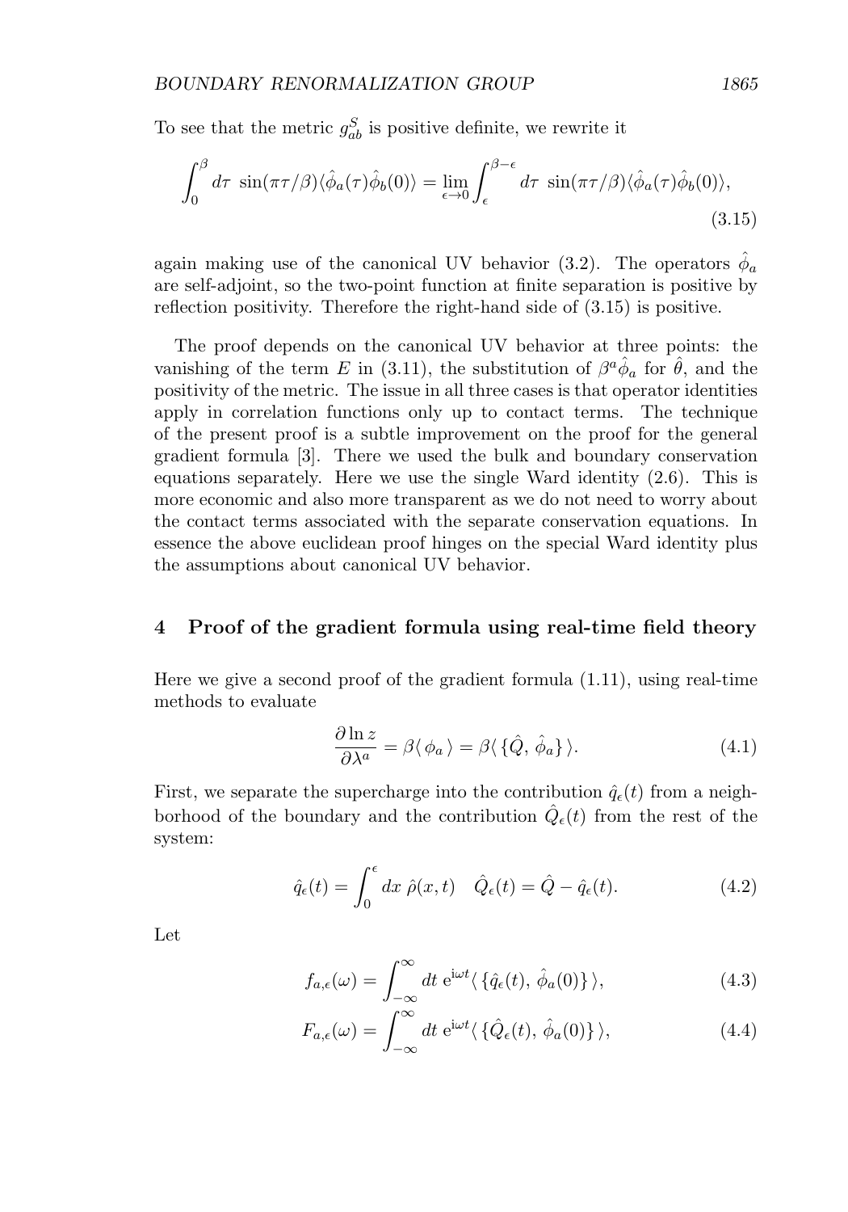To see that the metric $g^S_{ab}$ is positive definite, we rewrite it

$$\int_0^\beta d\tau\ \sin(\pi\tau/\beta)\langle\hat{\phi}_a(\tau)\hat{\phi}_b(0)\rangle = \lim_{\epsilon\to 0}\int_\epsilon^{\beta-\epsilon} d\tau\ \sin(\pi\tau/\beta)\langle\hat{\phi}_a(\tau)\hat{\phi}_b(0)\rangle, \tag{3.15}$$

again making use of the canonical UV behavior (3.2). The operators $\hat{\phi}_a$ are self-adjoint, so the two-point function at finite separation is positive by reflection positivity. Therefore the right-hand side of (3.15) is positive.

The proof depends on the canonical UV behavior at three points: the vanishing of the term $E$ in (3.11), the substitution of $\beta^a\hat{\phi}_a$ for $\hat{\theta}$, and the positivity of the metric. The issue in all three cases is that operator identities apply in correlation functions only up to contact terms. The technique of the present proof is a subtle improvement on the proof for the general gradient formula [3]. There we used the bulk and boundary conservation equations separately. Here we use the single Ward identity (2.6). This is more economic and also more transparent as we do not need to worry about the contact terms associated with the separate conservation equations. In essence the above euclidean proof hinges on the special Ward identity plus the assumptions about canonical UV behavior.

## 4 Proof of the gradient formula using real-time field theory

Here we give a second proof of the gradient formula (1.11), using real-time methods to evaluate

$$\frac{\partial \ln z}{\partial \lambda^a} = \beta\langle\, \phi_a \,\rangle = \beta\langle\, \{\hat{Q},\, \hat{\phi}_a\}\,\rangle. \tag{4.1}$$

First, we separate the supercharge into the contribution $\hat{q}_\epsilon(t)$ from a neighborhood of the boundary and the contribution $\hat{Q}_\epsilon(t)$ from the rest of the system:

$$\hat{q}_\epsilon(t) = \int_0^\epsilon dx\ \hat{\rho}(x,t) \quad \hat{Q}_\epsilon(t) = \hat{Q} - \hat{q}_\epsilon(t). \tag{4.2}$$

Let

$$f_{a,\epsilon}(\omega) = \int_{-\infty}^{\infty} dt\ \mathrm{e}^{\mathrm{i}\omega t}\langle\, \{\hat{q}_\epsilon(t),\, \hat{\phi}_a(0)\}\,\rangle, \tag{4.3}$$

$$F_{a,\epsilon}(\omega) = \int_{-\infty}^{\infty} dt\ \mathrm{e}^{\mathrm{i}\omega t}\langle\, \{\hat{Q}_\epsilon(t),\, \hat{\phi}_a(0)\}\,\rangle, \tag{4.4}$$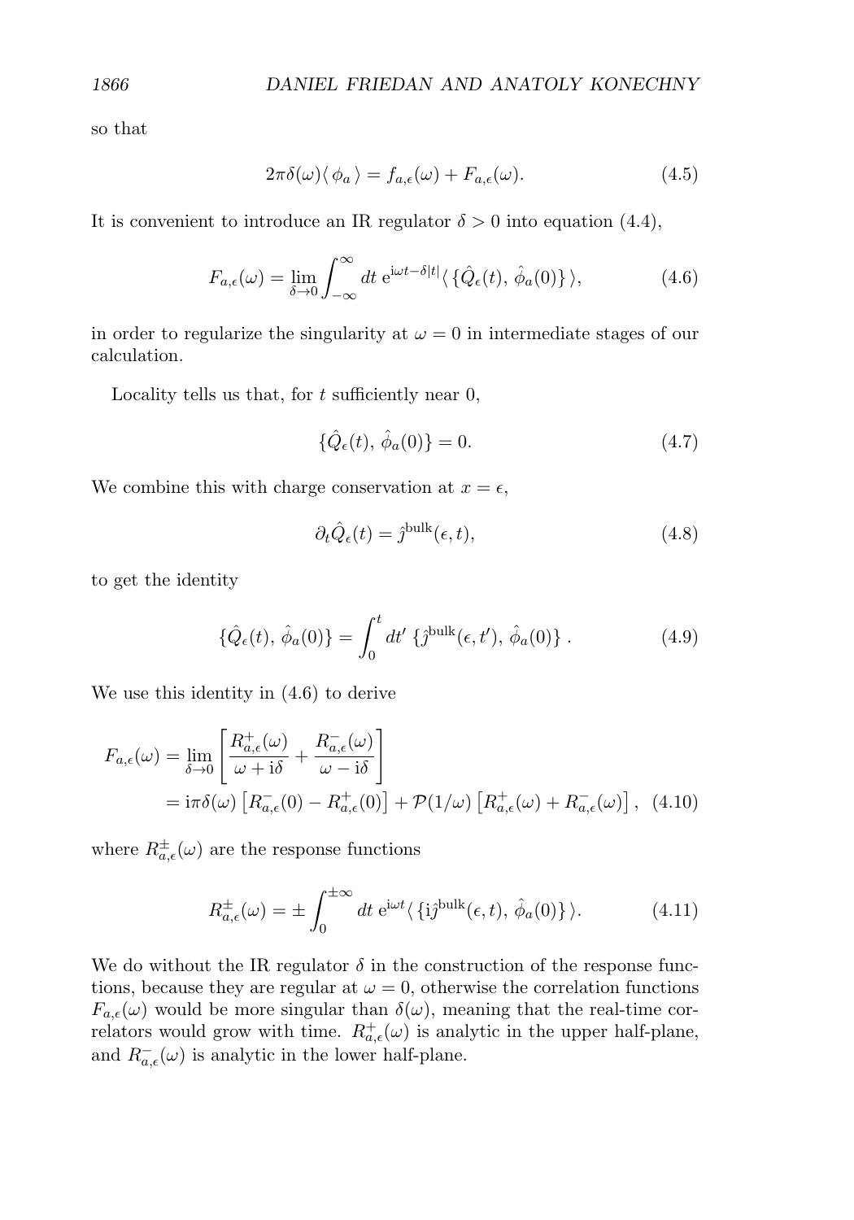so that

$$2\pi\delta(\omega)\langle\, \phi_a \,\rangle = f_{a,\epsilon}(\omega) + F_{a,\epsilon}(\omega). \tag{4.5}$$

It is convenient to introduce an IR regulator $\delta > 0$ into equation (4.4),

$$F_{a,\epsilon}(\omega) = \lim_{\delta\to 0}\int_{-\infty}^{\infty} dt\; \mathrm{e}^{\mathrm{i}\omega t - \delta|t|}\langle\, \{\hat{Q}_\epsilon(t),\, \hat{\phi}_a(0)\}\,\rangle, \tag{4.6}$$

in order to regularize the singularity at $\omega = 0$ in intermediate stages of our calculation.

Locality tells us that, for $t$ sufficiently near 0,

$$\{\hat{Q}_\epsilon(t),\, \hat{\phi}_a(0)\} = 0. \tag{4.7}$$

We combine this with charge conservation at $x = \epsilon$,

$$\partial_t \hat{Q}_\epsilon(t) = \hat{\jmath}^{\mathrm{bulk}}(\epsilon, t), \tag{4.8}$$

to get the identity

$$\{\hat{Q}_\epsilon(t),\, \hat{\phi}_a(0)\} = \int_0^t dt'\; \{\hat{\jmath}^{\mathrm{bulk}}(\epsilon, t'),\, \hat{\phi}_a(0)\}\,. \tag{4.9}$$

We use this identity in (4.6) to derive

$$\begin{aligned} F_{a,\epsilon}(\omega) &= \lim_{\delta\to 0}\left[\frac{R^+_{a,\epsilon}(\omega)}{\omega + \mathrm{i}\delta} + \frac{R^-_{a,\epsilon}(\omega)}{\omega - \mathrm{i}\delta}\right] \\ &= \mathrm{i}\pi\delta(\omega)\left[R^-_{a,\epsilon}(0) - R^+_{a,\epsilon}(0)\right] + \mathcal{P}(1/\omega)\left[R^+_{a,\epsilon}(\omega) + R^-_{a,\epsilon}(\omega)\right], \end{aligned} \tag{4.10}$$

where $R^\pm_{a,\epsilon}(\omega)$ are the response functions

$$R^\pm_{a,\epsilon}(\omega) = \pm\int_0^{\pm\infty} dt\; \mathrm{e}^{\mathrm{i}\omega t}\langle\, \{\mathrm{i}\hat{\jmath}^{\mathrm{bulk}}(\epsilon, t),\, \hat{\phi}_a(0)\}\,\rangle. \tag{4.11}$$

We do without the IR regulator $\delta$ in the construction of the response functions, because they are regular at $\omega = 0$, otherwise the correlation functions $F_{a,\epsilon}(\omega)$ would be more singular than $\delta(\omega)$, meaning that the real-time correlators would grow with time. $R^+_{a,\epsilon}(\omega)$ is analytic in the upper half-plane, and $R^-_{a,\epsilon}(\omega)$ is analytic in the lower half-plane.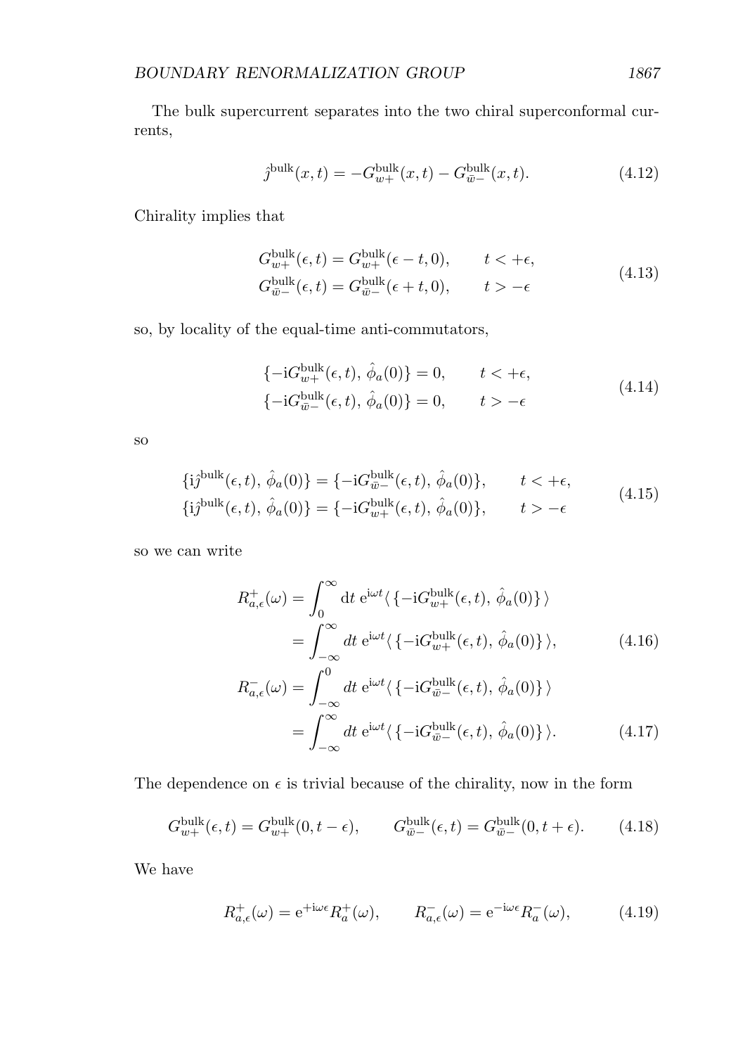The bulk supercurrent separates into the two chiral superconformal currents,

$$\hat{\jmath}^{\rm bulk}(x,t) = -G^{\rm bulk}_{w+}(x,t) - G^{\rm bulk}_{\bar{w}-}(x,t). \tag{4.12}$$

Chirality implies that

$$\begin{aligned} G^{\rm bulk}_{w+}(\epsilon,t) &= G^{\rm bulk}_{w+}(\epsilon - t, 0), \qquad t < +\epsilon, \\ G^{\rm bulk}_{\bar{w}-}(\epsilon,t) &= G^{\rm bulk}_{\bar{w}-}(\epsilon + t, 0), \qquad t > -\epsilon \end{aligned} \tag{4.13}$$

so, by locality of the equal-time anti-commutators,

$$\begin{aligned} \{-{\rm i}G^{\rm bulk}_{w+}(\epsilon,t),\, \hat{\phi}_a(0)\} &= 0, \qquad t < +\epsilon, \\ \{-{\rm i}G^{\rm bulk}_{\bar{w}-}(\epsilon,t),\, \hat{\phi}_a(0)\} &= 0, \qquad t > -\epsilon \end{aligned} \tag{4.14}$$

so

$$\begin{aligned} \{{\rm i}\hat{\jmath}^{\rm bulk}(\epsilon,t),\, \hat{\phi}_a(0)\} &= \{-{\rm i}G^{\rm bulk}_{\bar{w}-}(\epsilon,t),\, \hat{\phi}_a(0)\}, \qquad t < +\epsilon, \\ \{{\rm i}\hat{\jmath}^{\rm bulk}(\epsilon,t),\, \hat{\phi}_a(0)\} &= \{-{\rm i}G^{\rm bulk}_{w+}(\epsilon,t),\, \hat{\phi}_a(0)\}, \qquad t > -\epsilon \end{aligned} \tag{4.15}$$

so we can write

$$\begin{aligned} R^+_{a,\epsilon}(\omega) &= \int_0^\infty {\rm d}t\ {\rm e}^{{\rm i}\omega t} \langle\, \{-{\rm i}G^{\rm bulk}_{w+}(\epsilon,t),\, \hat{\phi}_a(0)\}\,\rangle \\ &= \int_{-\infty}^\infty dt\ {\rm e}^{{\rm i}\omega t} \langle\, \{-{\rm i}G^{\rm bulk}_{w+}(\epsilon,t),\, \hat{\phi}_a(0)\}\,\rangle, \end{aligned} \tag{4.16}$$

$$\begin{aligned} R^-_{a,\epsilon}(\omega) &= \int_{-\infty}^0 dt\ {\rm e}^{{\rm i}\omega t} \langle\, \{-{\rm i}G^{\rm bulk}_{\bar{w}-}(\epsilon,t),\, \hat{\phi}_a(0)\}\,\rangle \\ &= \int_{-\infty}^\infty dt\ {\rm e}^{{\rm i}\omega t} \langle\, \{-{\rm i}G^{\rm bulk}_{\bar{w}-}(\epsilon,t),\, \hat{\phi}_a(0)\}\,\rangle. \end{aligned} \tag{4.17}$$

The dependence on $\epsilon$ is trivial because of the chirality, now in the form

$$G^{\rm bulk}_{w+}(\epsilon,t) = G^{\rm bulk}_{w+}(0, t-\epsilon), \qquad G^{\rm bulk}_{\bar{w}-}(\epsilon,t) = G^{\rm bulk}_{\bar{w}-}(0, t+\epsilon). \tag{4.18}$$

We have

$$R^+_{a,\epsilon}(\omega) = {\rm e}^{+{\rm i}\omega\epsilon} R^+_a(\omega), \qquad R^-_{a,\epsilon}(\omega) = {\rm e}^{-{\rm i}\omega\epsilon} R^-_a(\omega), \tag{4.19}$$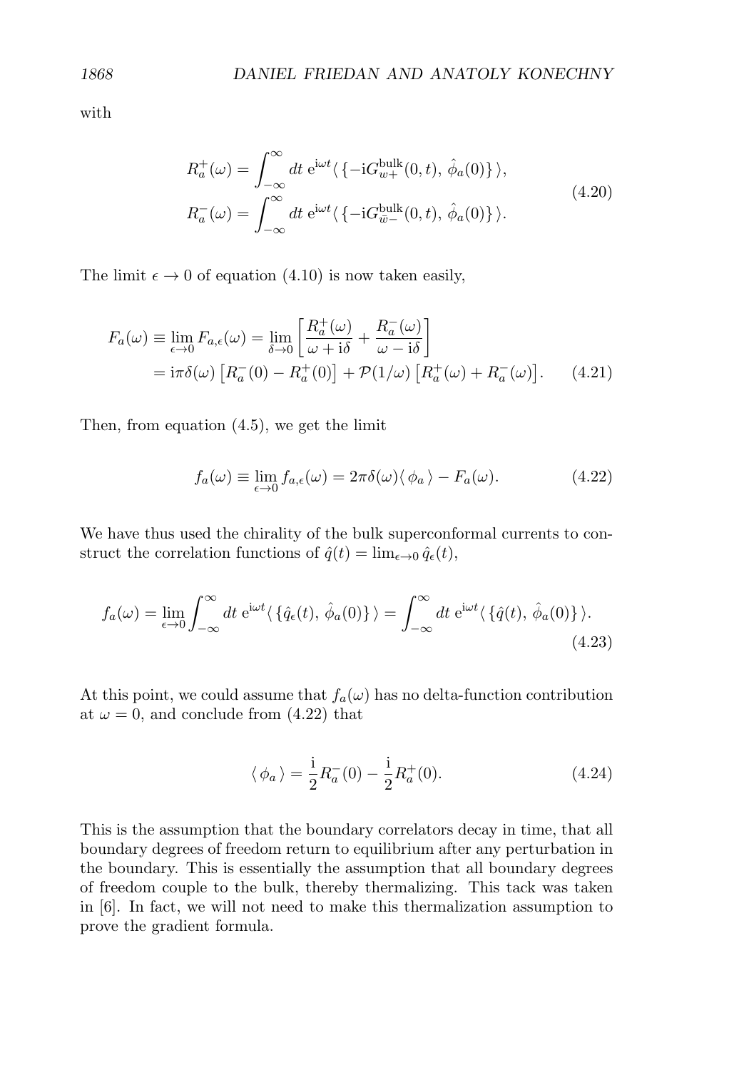with

$$
\begin{aligned}
R_a^+(\omega) &= \int_{-\infty}^{\infty} dt\; \mathrm{e}^{\mathrm{i}\omega t} \langle \{ -\mathrm{i}G^{\mathrm{bulk}}_{w+}(0,t),\, \hat{\phi}_a(0) \} \rangle, \\
R_a^-(\omega) &= \int_{-\infty}^{\infty} dt\; \mathrm{e}^{\mathrm{i}\omega t} \langle \{ -\mathrm{i}G^{\mathrm{bulk}}_{\bar{w}-}(0,t),\, \hat{\phi}_a(0) \} \rangle.
\end{aligned}
\tag{4.20}
$$

The limit $\epsilon \to 0$ of equation (4.10) is now taken easily,

$$
\begin{aligned}
F_a(\omega) \equiv \lim_{\epsilon \to 0} F_{a,\epsilon}(\omega) &= \lim_{\delta \to 0} \left[ \frac{R_a^+(\omega)}{\omega + \mathrm{i}\delta} + \frac{R_a^-(\omega)}{\omega - \mathrm{i}\delta} \right] \\
&= \mathrm{i}\pi \delta(\omega) \left[ R_a^-(0) - R_a^+(0) \right] + \mathcal{P}(1/\omega) \left[ R_a^+(\omega) + R_a^-(\omega) \right].
\end{aligned}
\tag{4.21}
$$

Then, from equation (4.5), we get the limit

$$
f_a(\omega) \equiv \lim_{\epsilon \to 0} f_{a,\epsilon}(\omega) = 2\pi \delta(\omega) \langle \phi_a \rangle - F_a(\omega). \tag{4.22}
$$

We have thus used the chirality of the bulk superconformal currents to construct the correlation functions of $\hat{q}(t) = \lim_{\epsilon \to 0} \hat{q}_\epsilon(t)$,

$$
f_a(\omega) = \lim_{\epsilon \to 0} \int_{-\infty}^{\infty} dt\; \mathrm{e}^{\mathrm{i}\omega t} \langle \{ \hat{q}_\epsilon(t),\, \hat{\phi}_a(0) \} \rangle = \int_{-\infty}^{\infty} dt\; \mathrm{e}^{\mathrm{i}\omega t} \langle \{ \hat{q}(t),\, \hat{\phi}_a(0) \} \rangle.
\tag{4.23}
$$

At this point, we could assume that $f_a(\omega)$ has no delta-function contribution at $\omega = 0$, and conclude from (4.22) that

$$
\langle \phi_a \rangle = \frac{\mathrm{i}}{2} R_a^-(0) - \frac{\mathrm{i}}{2} R_a^+(0). \tag{4.24}
$$

This is the assumption that the boundary correlators decay in time, that all boundary degrees of freedom return to equilibrium after any perturbation in the boundary. This is essentially the assumption that all boundary degrees of freedom couple to the bulk, thereby thermalizing. This tack was taken in [6]. In fact, we will not need to make this thermalization assumption to prove the gradient formula.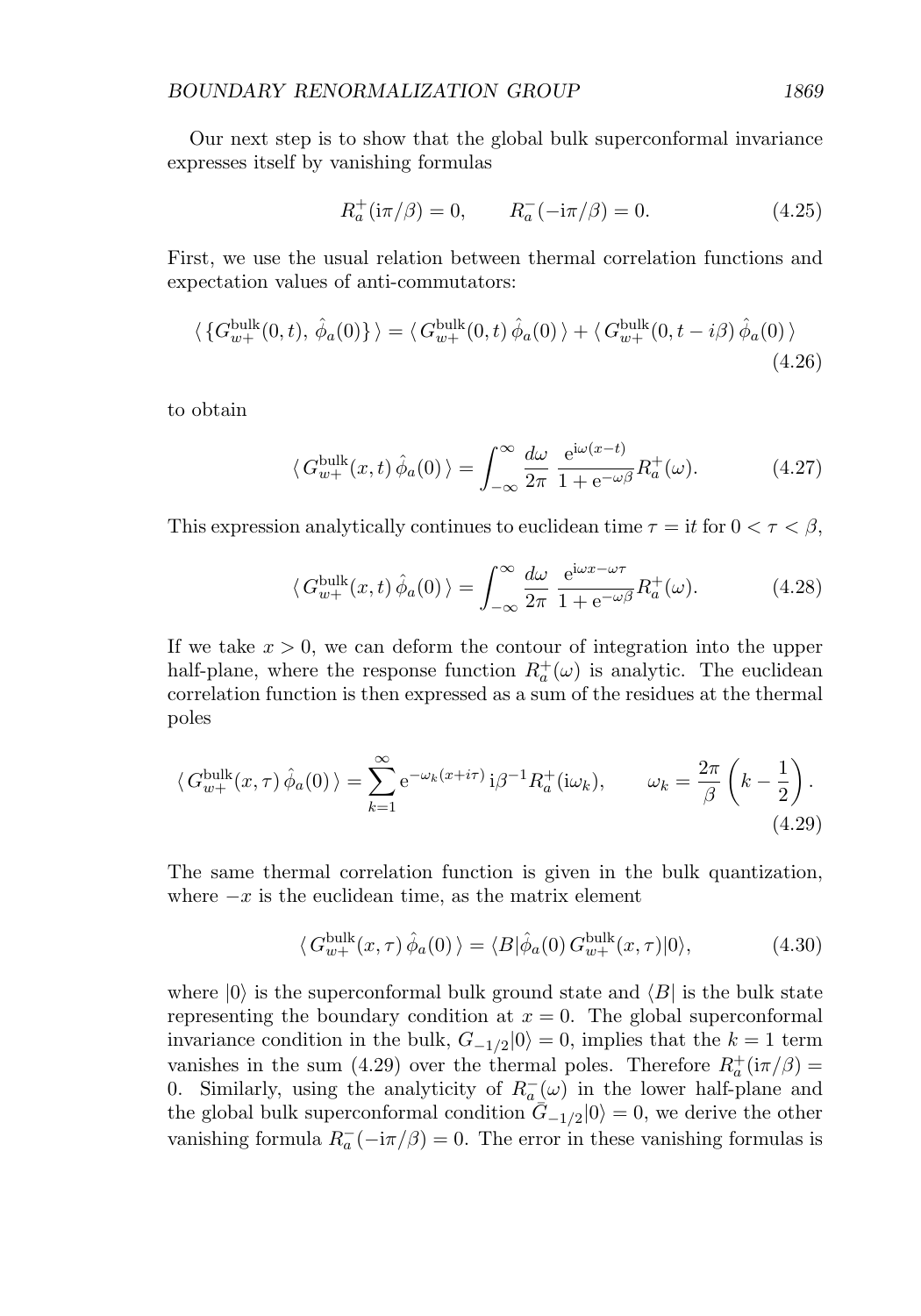Our next step is to show that the global bulk superconformal invariance expresses itself by vanishing formulas

$$R_a^+(\mathrm{i}\pi/\beta) = 0, \qquad R_a^-(-\mathrm{i}\pi/\beta) = 0. \tag{4.25}$$

First, we use the usual relation between thermal correlation functions and expectation values of anti-commutators:

$$\langle \{G_{w+}^{\mathrm{bulk}}(0,t),\, \hat{\phi}_a(0)\} \rangle = \langle G_{w+}^{\mathrm{bulk}}(0,t)\, \hat{\phi}_a(0) \rangle + \langle G_{w+}^{\mathrm{bulk}}(0,t-i\beta)\, \hat{\phi}_a(0) \rangle \tag{4.26}$$

to obtain

$$\langle G_{w+}^{\mathrm{bulk}}(x,t)\, \hat{\phi}_a(0) \rangle = \int_{-\infty}^{\infty} \frac{d\omega}{2\pi}\, \frac{\mathrm{e}^{\mathrm{i}\omega(x-t)}}{1+\mathrm{e}^{-\omega\beta}} R_a^+(\omega). \tag{4.27}$$

This expression analytically continues to euclidean time $\tau = \mathrm{i}t$ for $0<\tau<\beta$,

$$\langle G_{w+}^{\mathrm{bulk}}(x,t)\, \hat{\phi}_a(0) \rangle = \int_{-\infty}^{\infty} \frac{d\omega}{2\pi}\, \frac{\mathrm{e}^{\mathrm{i}\omega x-\omega\tau}}{1+\mathrm{e}^{-\omega\beta}} R_a^+(\omega). \tag{4.28}$$

If we take $x>0$, we can deform the contour of integration into the upper half-plane, where the response function $R_a^+(\omega)$ is analytic. The euclidean correlation function is then expressed as a sum of the residues at the thermal poles

$$\langle G_{w+}^{\mathrm{bulk}}(x,\tau)\, \hat{\phi}_a(0) \rangle = \sum_{k=1}^{\infty} \mathrm{e}^{-\omega_k(x+i\tau)}\, \mathrm{i}\beta^{-1} R_a^+(\mathrm{i}\omega_k), \qquad \omega_k = \frac{2\pi}{\beta}\left(k-\frac{1}{2}\right). \tag{4.29}$$

The same thermal correlation function is given in the bulk quantization, where $-x$ is the euclidean time, as the matrix element

$$\langle G_{w+}^{\mathrm{bulk}}(x,\tau)\, \hat{\phi}_a(0) \rangle = \langle B|\hat{\phi}_a(0)\, G_{w+}^{\mathrm{bulk}}(x,\tau)|0\rangle, \tag{4.30}$$

where $|0\rangle$ is the superconformal bulk ground state and $\langle B|$ is the bulk state representing the boundary condition at $x=0$. The global superconformal invariance condition in the bulk, $G_{-1/2}|0\rangle = 0$, implies that the $k=1$ term vanishes in the sum (4.29) over the thermal poles. Therefore $R_a^+(\mathrm{i}\pi/\beta) = 0$. Similarly, using the analyticity of $R_a^-(\omega)$ in the lower half-plane and the global bulk superconformal condition $\bar{G}_{-1/2}|0\rangle = 0$, we derive the other vanishing formula $R_a^-(-\mathrm{i}\pi/\beta) = 0$. The error in these vanishing formulas is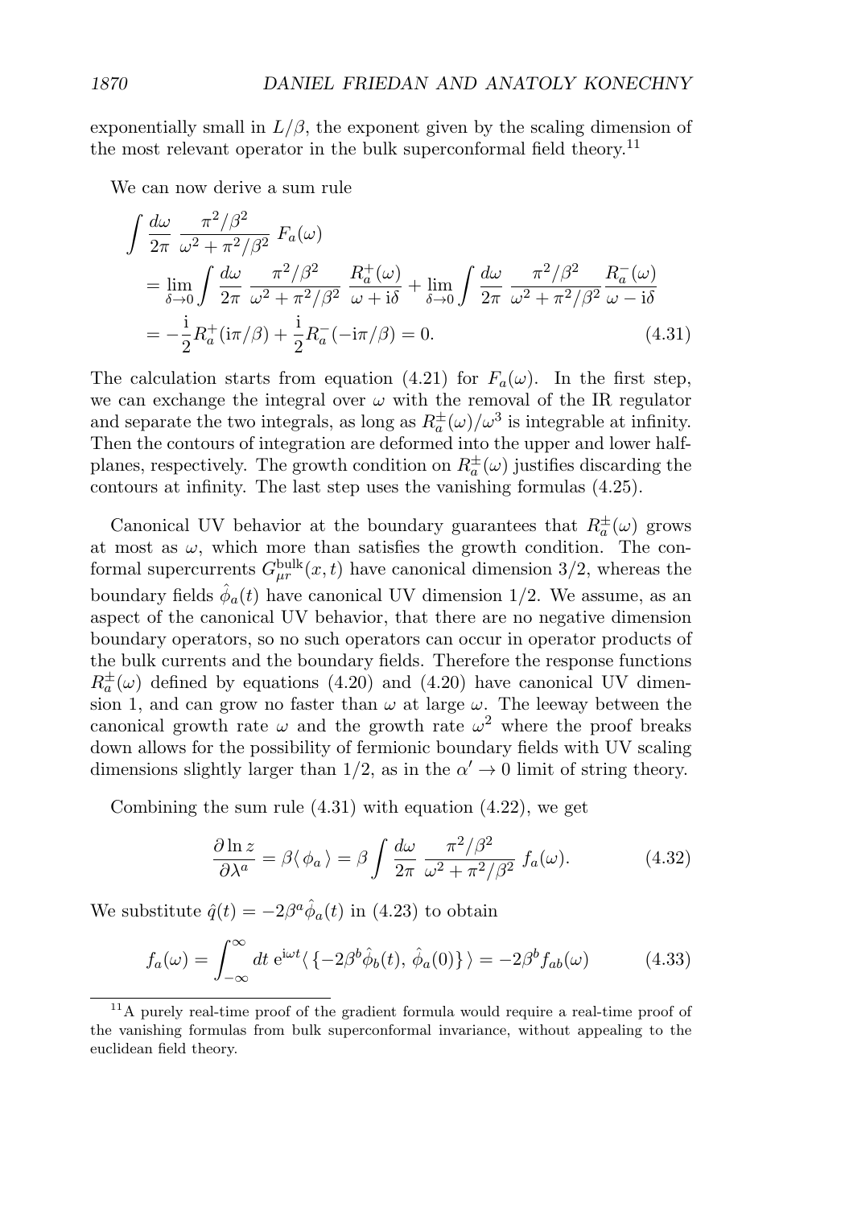exponentially small in $L/\beta$, the exponent given by the scaling dimension of the most relevant operator in the bulk superconformal field theory.[11]

We can now derive a sum rule

$$
\begin{aligned}
&\int \frac{d\omega}{2\pi}\ \frac{\pi^2/\beta^2}{\omega^2+\pi^2/\beta^2}\ F_a(\omega) \\
&\quad= \lim_{\delta\to 0}\int \frac{d\omega}{2\pi}\ \frac{\pi^2/\beta^2}{\omega^2+\pi^2/\beta^2}\ \frac{R_a^+(\omega)}{\omega+\mathrm{i}\delta} + \lim_{\delta\to 0}\int \frac{d\omega}{2\pi}\ \frac{\pi^2/\beta^2}{\omega^2+\pi^2/\beta^2}\frac{R_a^-(\omega)}{\omega-\mathrm{i}\delta} \\
&\quad= -\frac{\mathrm{i}}{2}R_a^+(\mathrm{i}\pi/\beta) + \frac{\mathrm{i}}{2}R_a^-(-\mathrm{i}\pi/\beta) = 0.
\end{aligned} \tag{4.31}
$$

The calculation starts from equation (4.21) for $F_a(\omega)$. In the first step, we can exchange the integral over $\omega$ with the removal of the IR regulator and separate the two integrals, as long as $R_a^\pm(\omega)/\omega^3$ is integrable at infinity. Then the contours of integration are deformed into the upper and lower half-planes, respectively. The growth condition on $R_a^\pm(\omega)$ justifies discarding the contours at infinity. The last step uses the vanishing formulas (4.25).

Canonical UV behavior at the boundary guarantees that $R_a^\pm(\omega)$ grows at most as $\omega$, which more than satisfies the growth condition. The conformal supercurrents $G_{\mu r}^{\mathrm{bulk}}(x,t)$ have canonical dimension $3/2$, whereas the boundary fields $\hat\phi_a(t)$ have canonical UV dimension $1/2$. We assume, as an aspect of the canonical UV behavior, that there are no negative dimension boundary operators, so no such operators can occur in operator products of the bulk currents and the boundary fields. Therefore the response functions $R_a^\pm(\omega)$ defined by equations (4.20) and (4.20) have canonical UV dimension 1, and can grow no faster than $\omega$ at large $\omega$. The leeway between the canonical growth rate $\omega$ and the growth rate $\omega^2$ where the proof breaks down allows for the possibility of fermionic boundary fields with UV scaling dimensions slightly larger than $1/2$, as in the $\alpha'\to 0$ limit of string theory.

Combining the sum rule (4.31) with equation (4.22), we get

$$
\frac{\partial \ln z}{\partial \lambda^a} = \beta\langle\, \phi_a\,\rangle = \beta\int \frac{d\omega}{2\pi}\ \frac{\pi^2/\beta^2}{\omega^2+\pi^2/\beta^2}\ f_a(\omega). \tag{4.32}
$$

We substitute $\hat q(t) = -2\beta^a\hat\phi_a(t)$ in (4.23) to obtain

$$
f_a(\omega) = \int_{-\infty}^{\infty} dt\ \mathrm{e}^{\mathrm{i}\omega t}\langle\,\{-2\beta^b\hat\phi_b(t),\ \hat\phi_a(0)\}\,\rangle = -2\beta^b f_{ab}(\omega) \tag{4.33}
$$

[11] A purely real-time proof of the gradient formula would require a real-time proof of the vanishing formulas from bulk superconformal invariance, without appealing to the euclidean field theory.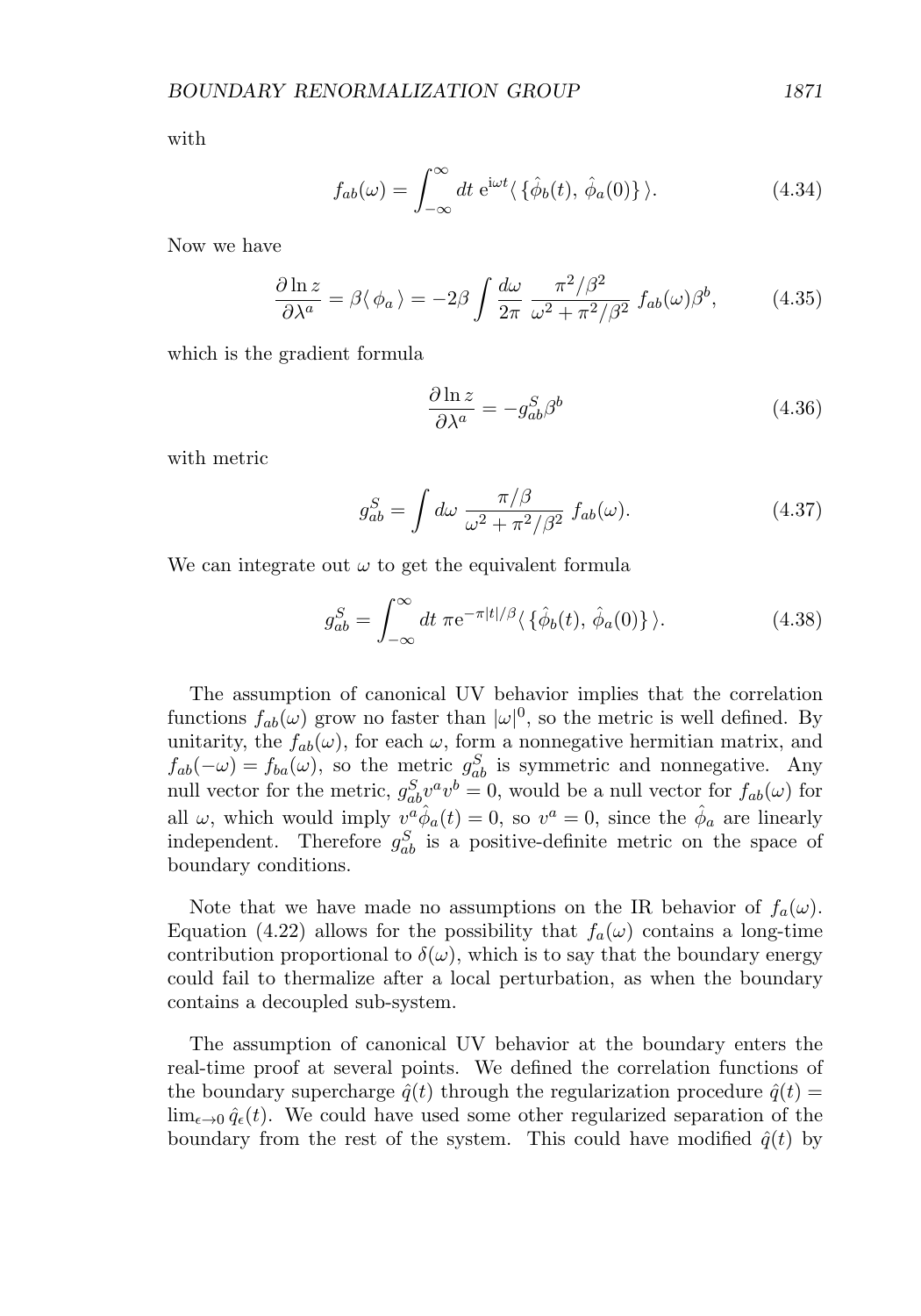with

$$f_{ab}(\omega) = \int_{-\infty}^{\infty} dt \; \mathrm{e}^{\mathrm{i}\omega t} \langle \{ \hat{\phi}_b(t), \, \hat{\phi}_a(0) \} \rangle. \tag{4.34}$$

Now we have

$$\frac{\partial \ln z}{\partial \lambda^a} = \beta \langle \phi_a \rangle = -2\beta \int \frac{d\omega}{2\pi} \, \frac{\pi^2/\beta^2}{\omega^2 + \pi^2/\beta^2} \, f_{ab}(\omega) \beta^b, \tag{4.35}$$

which is the gradient formula

$$\frac{\partial \ln z}{\partial \lambda^a} = -g^S_{ab} \beta^b \tag{4.36}$$

with metric

$$g^S_{ab} = \int d\omega \; \frac{\pi/\beta}{\omega^2 + \pi^2/\beta^2} \, f_{ab}(\omega). \tag{4.37}$$

We can integrate out $\omega$ to get the equivalent formula

$$g^S_{ab} = \int_{-\infty}^{\infty} dt \; \pi \mathrm{e}^{-\pi |t|/\beta} \langle \{ \hat{\phi}_b(t), \, \hat{\phi}_a(0) \} \rangle. \tag{4.38}$$

The assumption of canonical UV behavior implies that the correlation functions $f_{ab}(\omega)$ grow no faster than $|\omega|^0$, so the metric is well defined. By unitarity, the $f_{ab}(\omega)$, for each $\omega$, form a nonnegative hermitian matrix, and $f_{ab}(-\omega) = f_{ba}(\omega)$, so the metric $g^S_{ab}$ is symmetric and nonnegative. Any null vector for the metric, $g^S_{ab} v^a v^b = 0$, would be a null vector for $f_{ab}(\omega)$ for all $\omega$, which would imply $v^a \hat{\phi}_a(t) = 0$, so $v^a = 0$, since the $\hat{\phi}_a$ are linearly independent. Therefore $g^S_{ab}$ is a positive-definite metric on the space of boundary conditions.

Note that we have made no assumptions on the IR behavior of $f_a(\omega)$. Equation (4.22) allows for the possibility that $f_a(\omega)$ contains a long-time contribution proportional to $\delta(\omega)$, which is to say that the boundary energy could fail to thermalize after a local perturbation, as when the boundary contains a decoupled sub-system.

The assumption of canonical UV behavior at the boundary enters the real-time proof at several points. We defined the correlation functions of the boundary supercharge $\hat{q}(t)$ through the regularization procedure $\hat{q}(t) = \lim_{\epsilon \to 0} \hat{q}_\epsilon(t)$. We could have used some other regularized separation of the boundary from the rest of the system. This could have modified $\hat{q}(t)$ by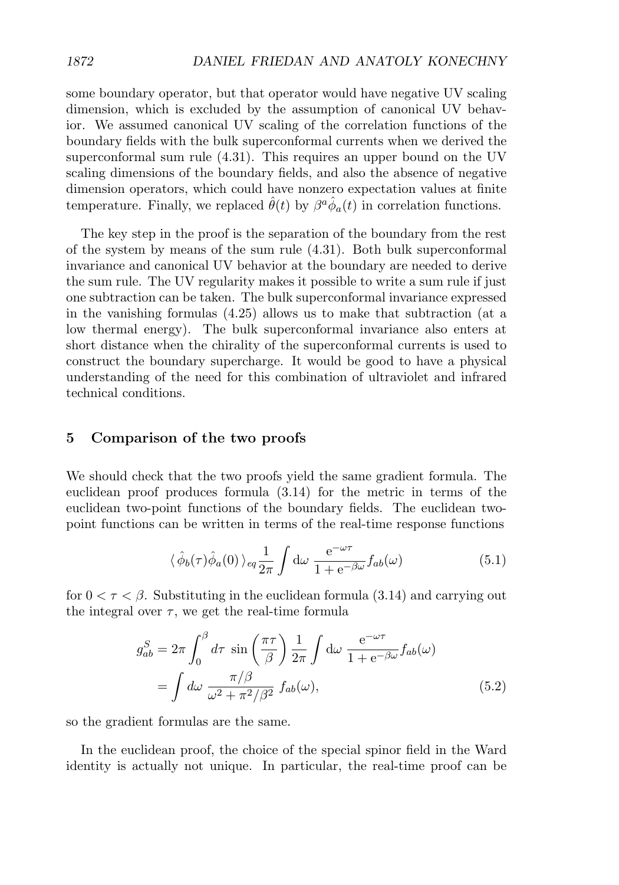some boundary operator, but that operator would have negative UV scaling dimension, which is excluded by the assumption of canonical UV behavior. We assumed canonical UV scaling of the correlation functions of the boundary fields with the bulk superconformal currents when we derived the superconformal sum rule (4.31). This requires an upper bound on the UV scaling dimensions of the boundary fields, and also the absence of negative dimension operators, which could have nonzero expectation values at finite temperature. Finally, we replaced $\hat{\theta}(t)$ by $\beta^a \hat{\phi}_a(t)$ in correlation functions.

The key step in the proof is the separation of the boundary from the rest of the system by means of the sum rule (4.31). Both bulk superconformal invariance and canonical UV behavior at the boundary are needed to derive the sum rule. The UV regularity makes it possible to write a sum rule if just one subtraction can be taken. The bulk superconformal invariance expressed in the vanishing formulas (4.25) allows us to make that subtraction (at a low thermal energy). The bulk superconformal invariance also enters at short distance when the chirality of the superconformal currents is used to construct the boundary supercharge. It would be good to have a physical understanding of the need for this combination of ultraviolet and infrared technical conditions.

## 5 Comparison of the two proofs

We should check that the two proofs yield the same gradient formula. The euclidean proof produces formula (3.14) for the metric in terms of the euclidean two-point functions of the boundary fields. The euclidean two-point functions can be written in terms of the real-time response functions

$$\langle \hat{\phi}_b(\tau) \hat{\phi}_a(0) \rangle_{eq} \frac{1}{2\pi} \int \mathrm{d}\omega \; \frac{\mathrm{e}^{-\omega\tau}}{1 + \mathrm{e}^{-\beta\omega}} f_{ab}(\omega) \tag{5.1}$$

for $0 < \tau < \beta$. Substituting in the euclidean formula (3.14) and carrying out the integral over $\tau$, we get the real-time formula

$$\begin{aligned} g^S_{ab} &= 2\pi \int_0^\beta d\tau \; \sin\left(\frac{\pi\tau}{\beta}\right) \frac{1}{2\pi} \int \mathrm{d}\omega \; \frac{\mathrm{e}^{-\omega\tau}}{1 + \mathrm{e}^{-\beta\omega}} f_{ab}(\omega) \\ &= \int d\omega \; \frac{\pi/\beta}{\omega^2 + \pi^2/\beta^2} \; f_{ab}(\omega), \end{aligned} \tag{5.2}$$

so the gradient formulas are the same.

In the euclidean proof, the choice of the special spinor field in the Ward identity is actually not unique. In particular, the real-time proof can be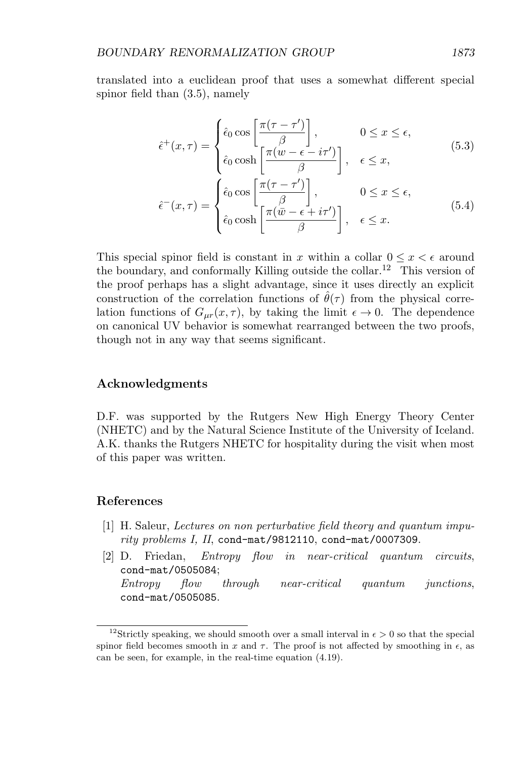translated into a euclidean proof that uses a somewhat different special spinor field than (3.5), namely

$$\hat{\epsilon}^{+}(x,\tau) = \begin{cases} \hat{\epsilon}_0 \cos\left[\dfrac{\pi(\tau-\tau')}{\beta}\right], & 0 \le x \le \epsilon, \\ \hat{\epsilon}_0 \cosh\left[\dfrac{\pi(w-\epsilon-i\tau')}{\beta}\right], & \epsilon \le x, \end{cases} \tag{5.3}$$

$$\hat{\epsilon}^{-}(x,\tau) = \begin{cases} \hat{\epsilon}_0 \cos\left[\dfrac{\pi(\tau-\tau')}{\beta}\right], & 0 \le x \le \epsilon, \\ \hat{\epsilon}_0 \cosh\left[\dfrac{\pi(\bar{w}-\epsilon+i\tau')}{\beta}\right], & \epsilon \le x. \end{cases} \tag{5.4}$$

This special spinor field is constant in $x$ within a collar $0 \le x < \epsilon$ around the boundary, and conformally Killing outside the collar.[12] This version of the proof perhaps has a slight advantage, since it uses directly an explicit construction of the correlation functions of $\hat{\theta}(\tau)$ from the physical correlation functions of $G_{\mu r}(x,\tau)$, by taking the limit $\epsilon \to 0$. The dependence on canonical UV behavior is somewhat rearranged between the two proofs, though not in any way that seems significant.

## Acknowledgments

D.F. was supported by the Rutgers New High Energy Theory Center (NHETC) and by the Natural Science Institute of the University of Iceland. A.K. thanks the Rutgers NHETC for hospitality during the visit when most of this paper was written.

## References

[1] H. Saleur, *Lectures on non perturbative field theory and quantum impurity problems I, II*, cond-mat/9812110, cond-mat/0007309.

[2] D. Friedan, *Entropy flow in near-critical quantum circuits*, cond-mat/0505084;
*Entropy flow through near-critical quantum junctions*, cond-mat/0505085.

---

[12] Strictly speaking, we should smooth over a small interval in $\epsilon > 0$ so that the special spinor field becomes smooth in $x$ and $\tau$. The proof is not affected by smoothing in $\epsilon$, as can be seen, for example, in the real-time equation (4.19).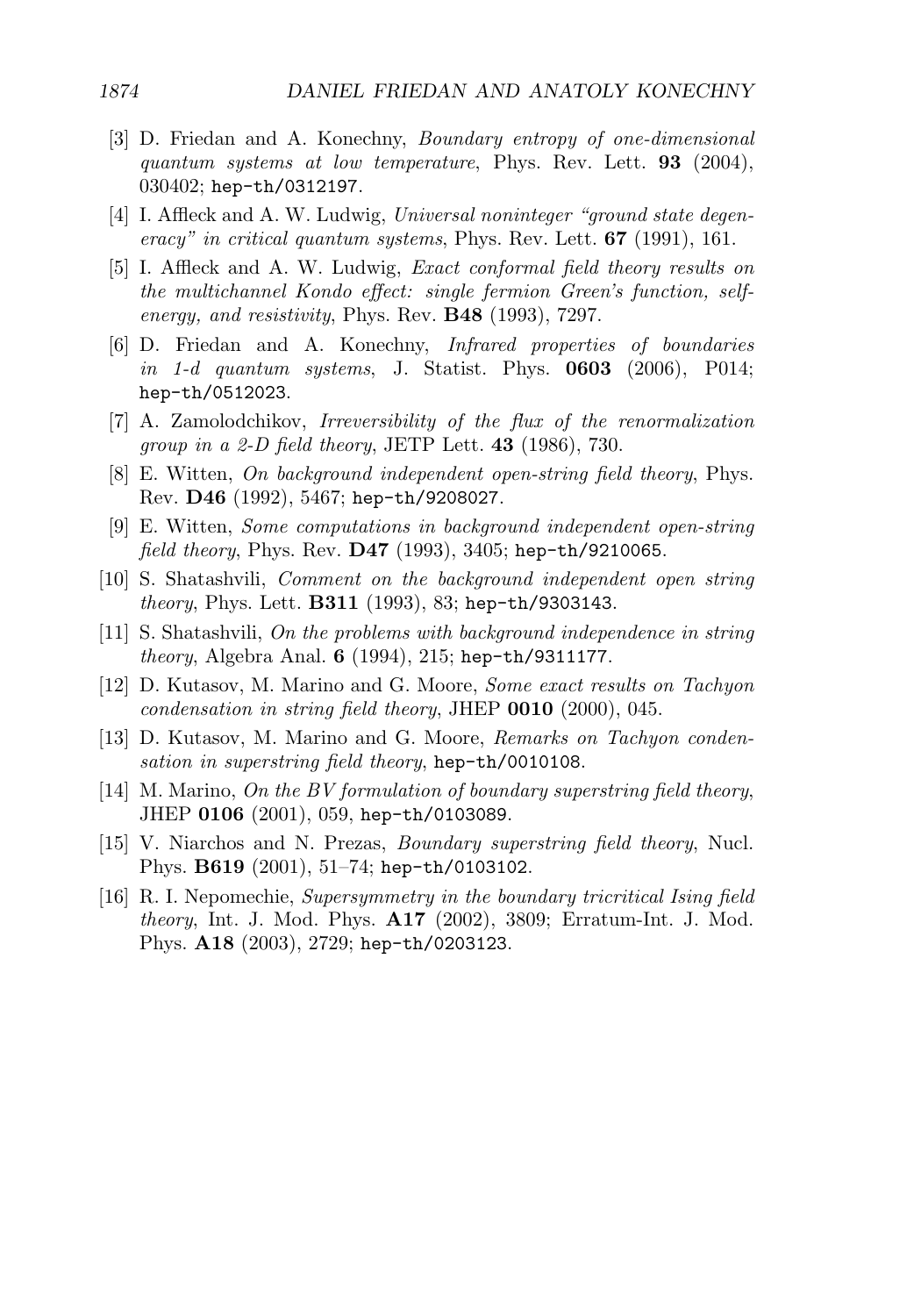[3] D. Friedan and A. Konechny, *Boundary entropy of one-dimensional quantum systems at low temperature*, Phys. Rev. Lett. **93** (2004), 030402; `hep-th/0312197`.

[4] I. Affleck and A. W. Ludwig, *Universal noninteger "ground state degeneracy" in critical quantum systems*, Phys. Rev. Lett. **67** (1991), 161.

[5] I. Affleck and A. W. Ludwig, *Exact conformal field theory results on the multichannel Kondo effect: single fermion Green's function, self-energy, and resistivity*, Phys. Rev. **B48** (1993), 7297.

[6] D. Friedan and A. Konechny, *Infrared properties of boundaries in 1-d quantum systems*, J. Statist. Phys. **0603** (2006), P014; `hep-th/0512023`.

[7] A. Zamolodchikov, *Irreversibility of the flux of the renormalization group in a 2-D field theory*, JETP Lett. **43** (1986), 730.

[8] E. Witten, *On background independent open-string field theory*, Phys. Rev. **D46** (1992), 5467; `hep-th/9208027`.

[9] E. Witten, *Some computations in background independent open-string field theory*, Phys. Rev. **D47** (1993), 3405; `hep-th/9210065`.

[10] S. Shatashvili, *Comment on the background independent open string theory*, Phys. Lett. **B311** (1993), 83; `hep-th/9303143`.

[11] S. Shatashvili, *On the problems with background independence in string theory*, Algebra Anal. **6** (1994), 215; `hep-th/9311177`.

[12] D. Kutasov, M. Marino and G. Moore, *Some exact results on Tachyon condensation in string field theory*, JHEP **0010** (2000), 045.

[13] D. Kutasov, M. Marino and G. Moore, *Remarks on Tachyon condensation in superstring field theory*, `hep-th/0010108`.

[14] M. Marino, *On the BV formulation of boundary superstring field theory*, JHEP **0106** (2001), 059, `hep-th/0103089`.

[15] V. Niarchos and N. Prezas, *Boundary superstring field theory*, Nucl. Phys. **B619** (2001), 51–74; `hep-th/0103102`.

[16] R. I. Nepomechie, *Supersymmetry in the boundary tricritical Ising field theory*, Int. J. Mod. Phys. **A17** (2002), 3809; Erratum-Int. J. Mod. Phys. **A18** (2003), 2729; `hep-th/0203123`.